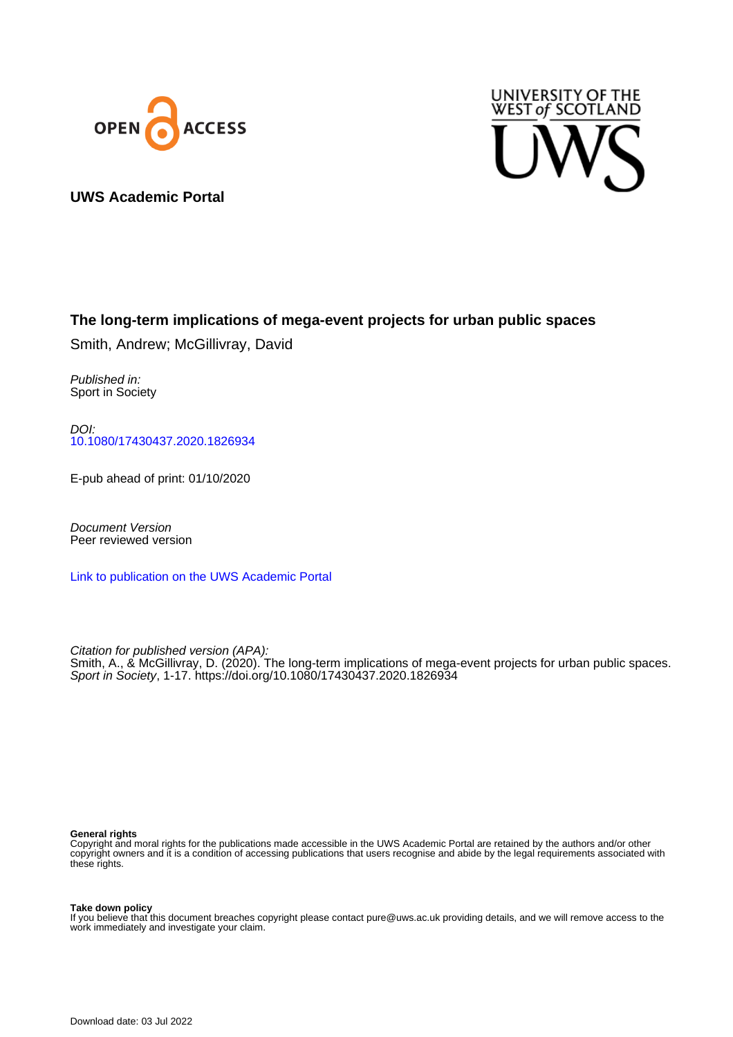UWS Academic Portal

# The long-term implications of mega-event projects for urban public spaces

Smith, Andrew; McGillivray, David

*Published in:*
Sport in Society

*DOI:*
10.1080/17430437.2020.1826934

E-pub ahead of print: 01/10/2020

*Document Version*
Peer reviewed version

Link to publication on the UWS Academic Portal

*Citation for published version (APA):*
Smith, A., & McGillivray, D. (2020). The long-term implications of mega-event projects for urban public spaces. *Sport in Society*, 1-17. https://doi.org/10.1080/17430437.2020.1826934

**General rights**
Copyright and moral rights for the publications made accessible in the UWS Academic Portal are retained by the authors and/or other copyright owners and it is a condition of accessing publications that users recognise and abide by the legal requirements associated with these rights.

**Take down policy**
If you believe that this document breaches copyright please contact pure@uws.ac.uk providing details, and we will remove access to the work immediately and investigate your claim.

Download date: 03 Jul 2022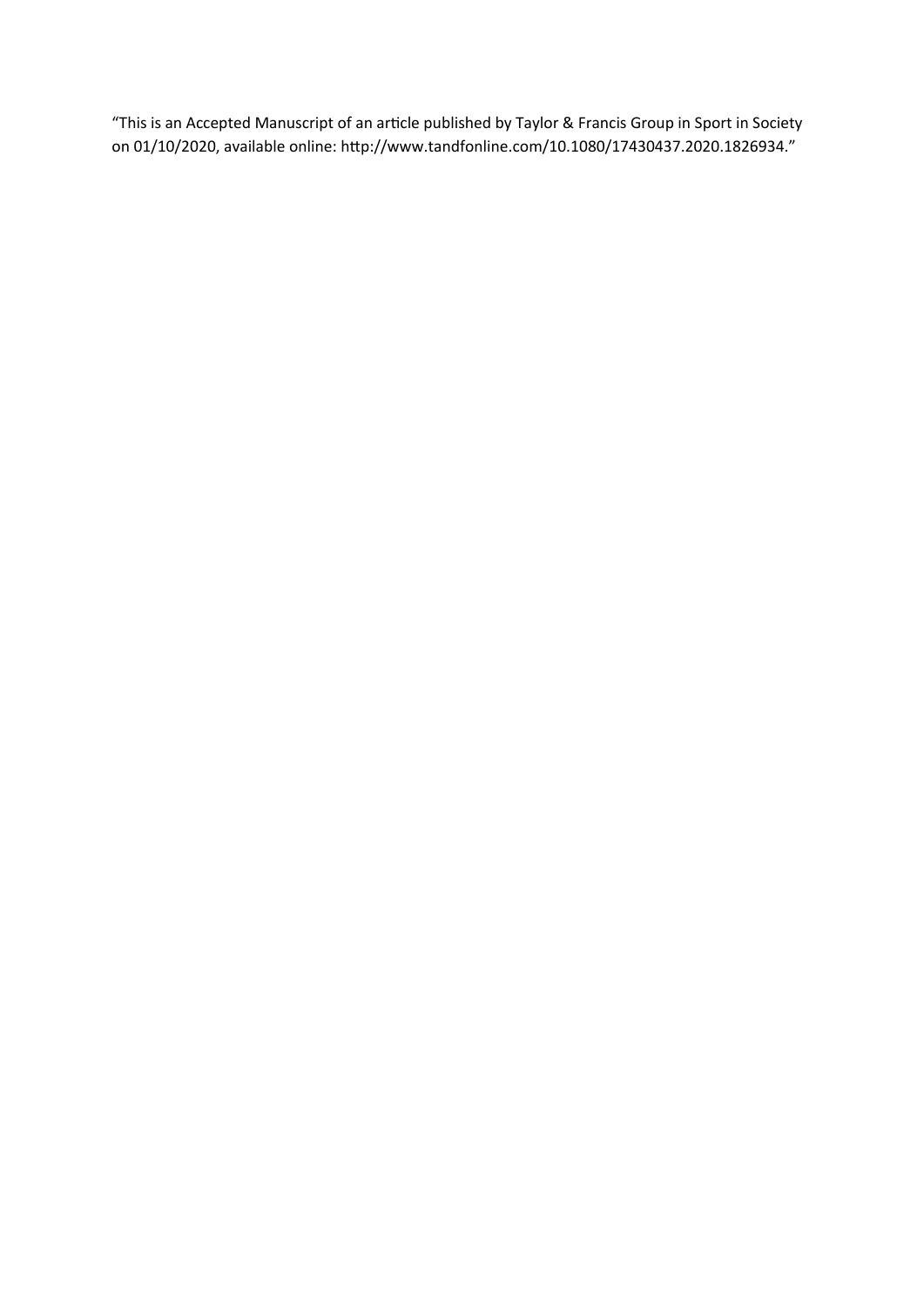"This is an Accepted Manuscript of an article published by Taylor & Francis Group in Sport in Society on 01/10/2020, available online: http://www.tandfonline.com/10.1080/17430437.2020.1826934."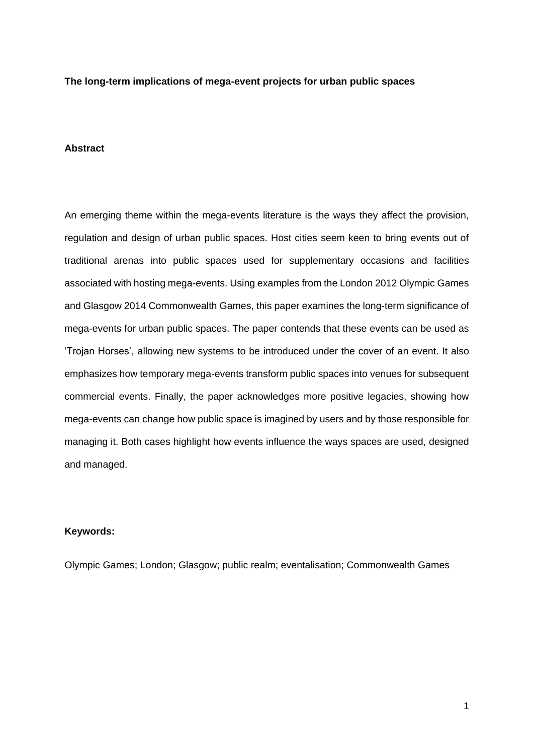**The long-term implications of mega-event projects for urban public spaces**

**Abstract**

An emerging theme within the mega-events literature is the ways they affect the provision, regulation and design of urban public spaces. Host cities seem keen to bring events out of traditional arenas into public spaces used for supplementary occasions and facilities associated with hosting mega-events. Using examples from the London 2012 Olympic Games and Glasgow 2014 Commonwealth Games, this paper examines the long-term significance of mega-events for urban public spaces. The paper contends that these events can be used as 'Trojan Horses', allowing new systems to be introduced under the cover of an event. It also emphasizes how temporary mega-events transform public spaces into venues for subsequent commercial events. Finally, the paper acknowledges more positive legacies, showing how mega-events can change how public space is imagined by users and by those responsible for managing it. Both cases highlight how events influence the ways spaces are used, designed and managed.

**Keywords:**

Olympic Games; London; Glasgow; public realm; eventalisation; Commonwealth Games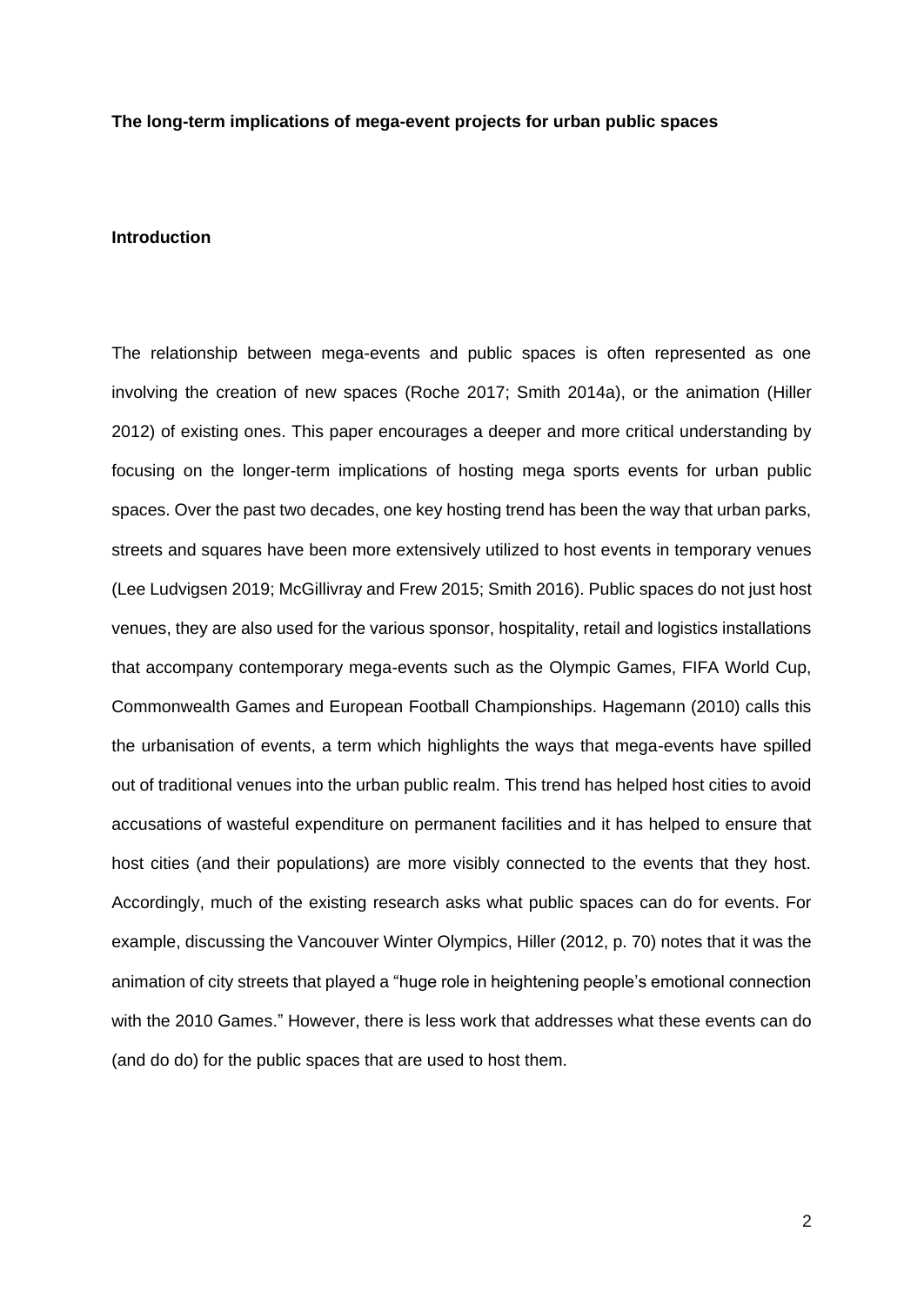**The long-term implications of mega-event projects for urban public spaces**

**Introduction**

The relationship between mega-events and public spaces is often represented as one involving the creation of new spaces (Roche 2017; Smith 2014a), or the animation (Hiller 2012) of existing ones. This paper encourages a deeper and more critical understanding by focusing on the longer-term implications of hosting mega sports events for urban public spaces. Over the past two decades, one key hosting trend has been the way that urban parks, streets and squares have been more extensively utilized to host events in temporary venues (Lee Ludvigsen 2019; McGillivray and Frew 2015; Smith 2016). Public spaces do not just host venues, they are also used for the various sponsor, hospitality, retail and logistics installations that accompany contemporary mega-events such as the Olympic Games, FIFA World Cup, Commonwealth Games and European Football Championships. Hagemann (2010) calls this the urbanisation of events, a term which highlights the ways that mega-events have spilled out of traditional venues into the urban public realm. This trend has helped host cities to avoid accusations of wasteful expenditure on permanent facilities and it has helped to ensure that host cities (and their populations) are more visibly connected to the events that they host. Accordingly, much of the existing research asks what public spaces can do for events. For example, discussing the Vancouver Winter Olympics, Hiller (2012, p. 70) notes that it was the animation of city streets that played a "huge role in heightening people's emotional connection with the 2010 Games." However, there is less work that addresses what these events can do (and do do) for the public spaces that are used to host them.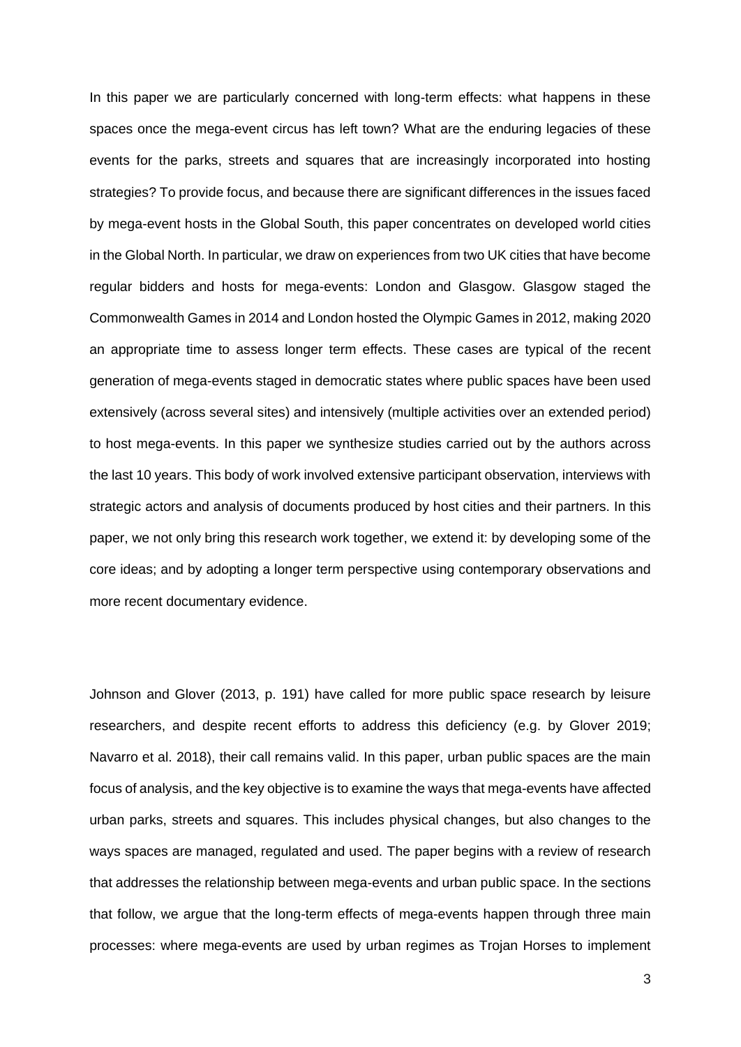In this paper we are particularly concerned with long-term effects: what happens in these spaces once the mega-event circus has left town? What are the enduring legacies of these events for the parks, streets and squares that are increasingly incorporated into hosting strategies? To provide focus, and because there are significant differences in the issues faced by mega-event hosts in the Global South, this paper concentrates on developed world cities in the Global North. In particular, we draw on experiences from two UK cities that have become regular bidders and hosts for mega-events: London and Glasgow. Glasgow staged the Commonwealth Games in 2014 and London hosted the Olympic Games in 2012, making 2020 an appropriate time to assess longer term effects. These cases are typical of the recent generation of mega-events staged in democratic states where public spaces have been used extensively (across several sites) and intensively (multiple activities over an extended period) to host mega-events. In this paper we synthesize studies carried out by the authors across the last 10 years. This body of work involved extensive participant observation, interviews with strategic actors and analysis of documents produced by host cities and their partners. In this paper, we not only bring this research work together, we extend it: by developing some of the core ideas; and by adopting a longer term perspective using contemporary observations and more recent documentary evidence.

Johnson and Glover (2013, p. 191) have called for more public space research by leisure researchers, and despite recent efforts to address this deficiency (e.g. by Glover 2019; Navarro et al. 2018), their call remains valid. In this paper, urban public spaces are the main focus of analysis, and the key objective is to examine the ways that mega-events have affected urban parks, streets and squares. This includes physical changes, but also changes to the ways spaces are managed, regulated and used. The paper begins with a review of research that addresses the relationship between mega-events and urban public space. In the sections that follow, we argue that the long-term effects of mega-events happen through three main processes: where mega-events are used by urban regimes as Trojan Horses to implement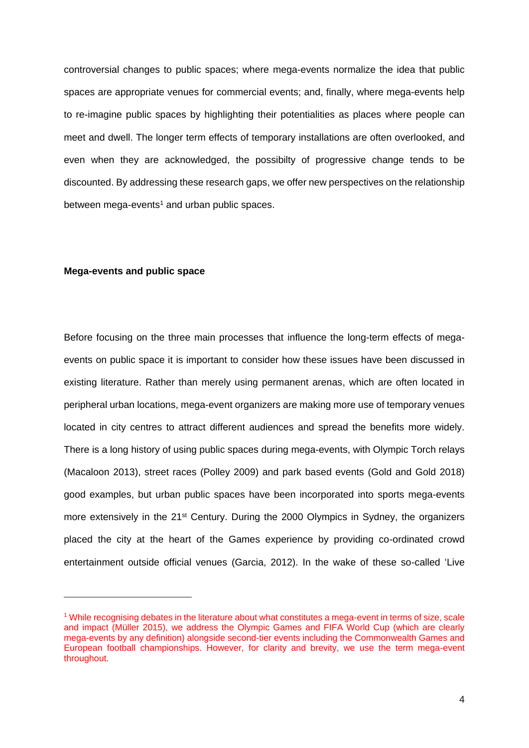controversial changes to public spaces; where mega-events normalize the idea that public spaces are appropriate venues for commercial events; and, finally, where mega-events help to re-imagine public spaces by highlighting their potentialities as places where people can meet and dwell. The longer term effects of temporary installations are often overlooked, and even when they are acknowledged, the possibilty of progressive change tends to be discounted. By addressing these research gaps, we offer new perspectives on the relationship between mega-events[1] and urban public spaces.

## Mega-events and public space

Before focusing on the three main processes that influence the long-term effects of mega-events on public space it is important to consider how these issues have been discussed in existing literature. Rather than merely using permanent arenas, which are often located in peripheral urban locations, mega-event organizers are making more use of temporary venues located in city centres to attract different audiences and spread the benefits more widely. There is a long history of using public spaces during mega-events, with Olympic Torch relays (Macaloon 2013), street races (Polley 2009) and park based events (Gold and Gold 2018) good examples, but urban public spaces have been incorporated into sports mega-events more extensively in the 21st Century. During the 2000 Olympics in Sydney, the organizers placed the city at the heart of the Games experience by providing co-ordinated crowd entertainment outside official venues (Garcia, 2012). In the wake of these so-called 'Live

[1] While recognising debates in the literature about what constitutes a mega-event in terms of size, scale and impact (Müller 2015), we address the Olympic Games and FIFA World Cup (which are clearly mega-events by any definition) alongside second-tier events including the Commonwealth Games and European football championships. However, for clarity and brevity, we use the term mega-event throughout.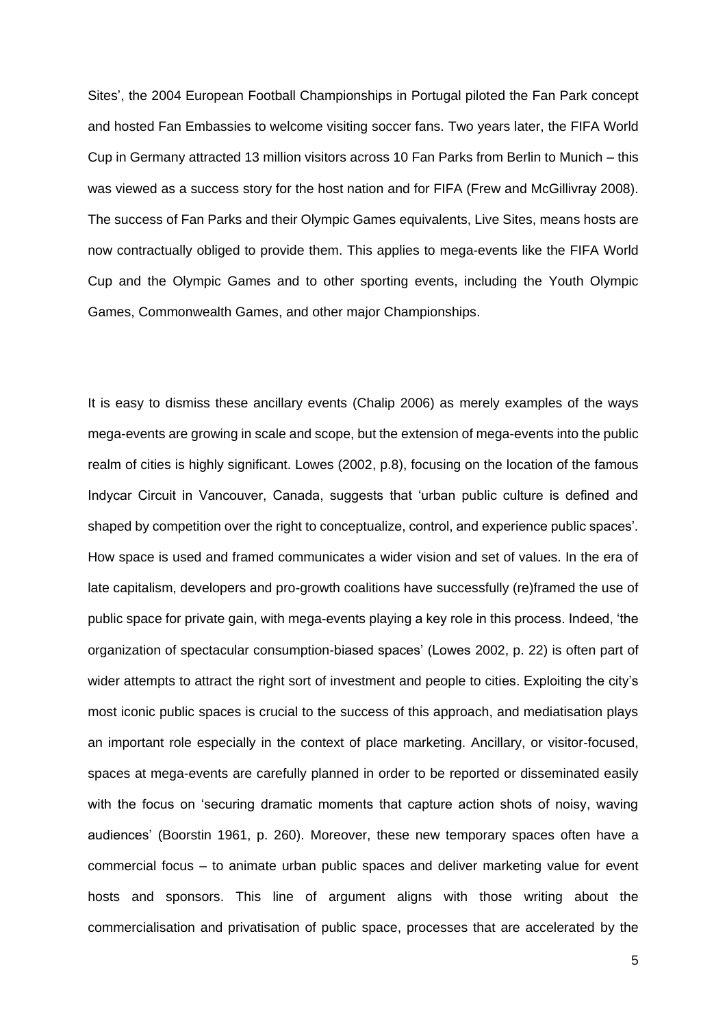Sites', the 2004 European Football Championships in Portugal piloted the Fan Park concept and hosted Fan Embassies to welcome visiting soccer fans. Two years later, the FIFA World Cup in Germany attracted 13 million visitors across 10 Fan Parks from Berlin to Munich – this was viewed as a success story for the host nation and for FIFA (Frew and McGillivray 2008). The success of Fan Parks and their Olympic Games equivalents, Live Sites, means hosts are now contractually obliged to provide them. This applies to mega-events like the FIFA World Cup and the Olympic Games and to other sporting events, including the Youth Olympic Games, Commonwealth Games, and other major Championships.

It is easy to dismiss these ancillary events (Chalip 2006) as merely examples of the ways mega-events are growing in scale and scope, but the extension of mega-events into the public realm of cities is highly significant. Lowes (2002, p.8), focusing on the location of the famous Indycar Circuit in Vancouver, Canada, suggests that 'urban public culture is defined and shaped by competition over the right to conceptualize, control, and experience public spaces'. How space is used and framed communicates a wider vision and set of values. In the era of late capitalism, developers and pro-growth coalitions have successfully (re)framed the use of public space for private gain, with mega-events playing a key role in this process. Indeed, 'the organization of spectacular consumption-biased spaces' (Lowes 2002, p. 22) is often part of wider attempts to attract the right sort of investment and people to cities. Exploiting the city's most iconic public spaces is crucial to the success of this approach, and mediatisation plays an important role especially in the context of place marketing. Ancillary, or visitor-focused, spaces at mega-events are carefully planned in order to be reported or disseminated easily with the focus on 'securing dramatic moments that capture action shots of noisy, waving audiences' (Boorstin 1961, p. 260). Moreover, these new temporary spaces often have a commercial focus – to animate urban public spaces and deliver marketing value for event hosts and sponsors. This line of argument aligns with those writing about the commercialisation and privatisation of public space, processes that are accelerated by the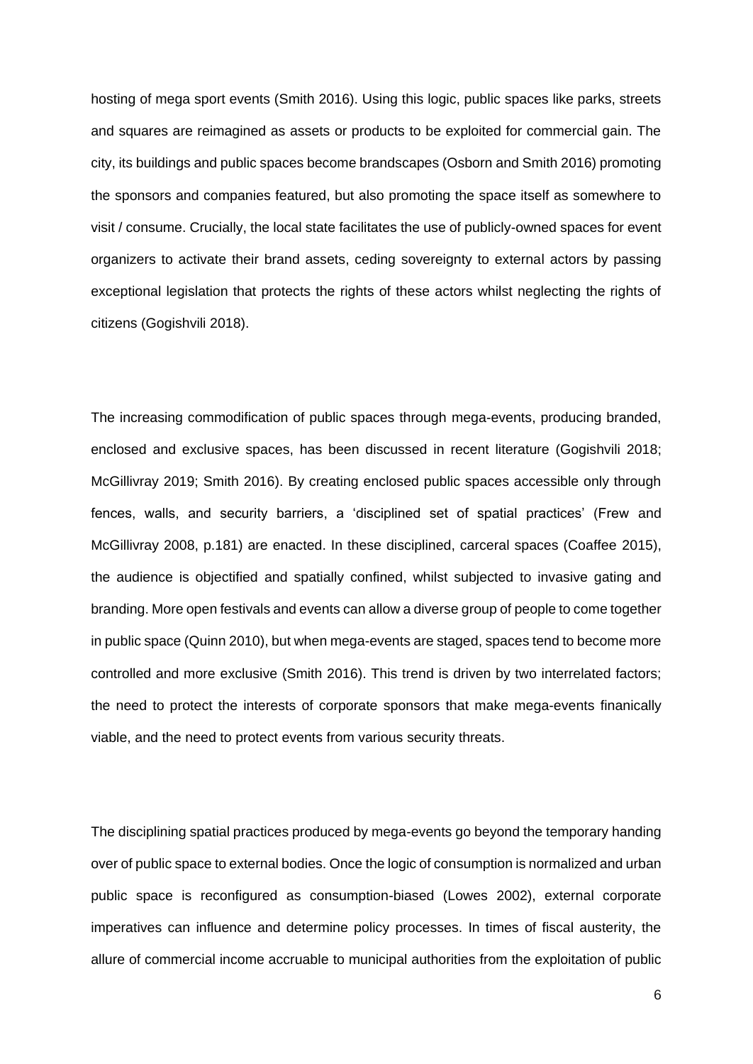hosting of mega sport events (Smith 2016). Using this logic, public spaces like parks, streets and squares are reimagined as assets or products to be exploited for commercial gain. The city, its buildings and public spaces become brandscapes (Osborn and Smith 2016) promoting the sponsors and companies featured, but also promoting the space itself as somewhere to visit / consume. Crucially, the local state facilitates the use of publicly-owned spaces for event organizers to activate their brand assets, ceding sovereignty to external actors by passing exceptional legislation that protects the rights of these actors whilst neglecting the rights of citizens (Gogishvili 2018).

The increasing commodification of public spaces through mega-events, producing branded, enclosed and exclusive spaces, has been discussed in recent literature (Gogishvili 2018; McGillivray 2019; Smith 2016). By creating enclosed public spaces accessible only through fences, walls, and security barriers, a 'disciplined set of spatial practices' (Frew and McGillivray 2008, p.181) are enacted. In these disciplined, carceral spaces (Coaffee 2015), the audience is objectified and spatially confined, whilst subjected to invasive gating and branding. More open festivals and events can allow a diverse group of people to come together in public space (Quinn 2010), but when mega-events are staged, spaces tend to become more controlled and more exclusive (Smith 2016). This trend is driven by two interrelated factors; the need to protect the interests of corporate sponsors that make mega-events finanically viable, and the need to protect events from various security threats.

The disciplining spatial practices produced by mega-events go beyond the temporary handing over of public space to external bodies. Once the logic of consumption is normalized and urban public space is reconfigured as consumption-biased (Lowes 2002), external corporate imperatives can influence and determine policy processes. In times of fiscal austerity, the allure of commercial income accruable to municipal authorities from the exploitation of public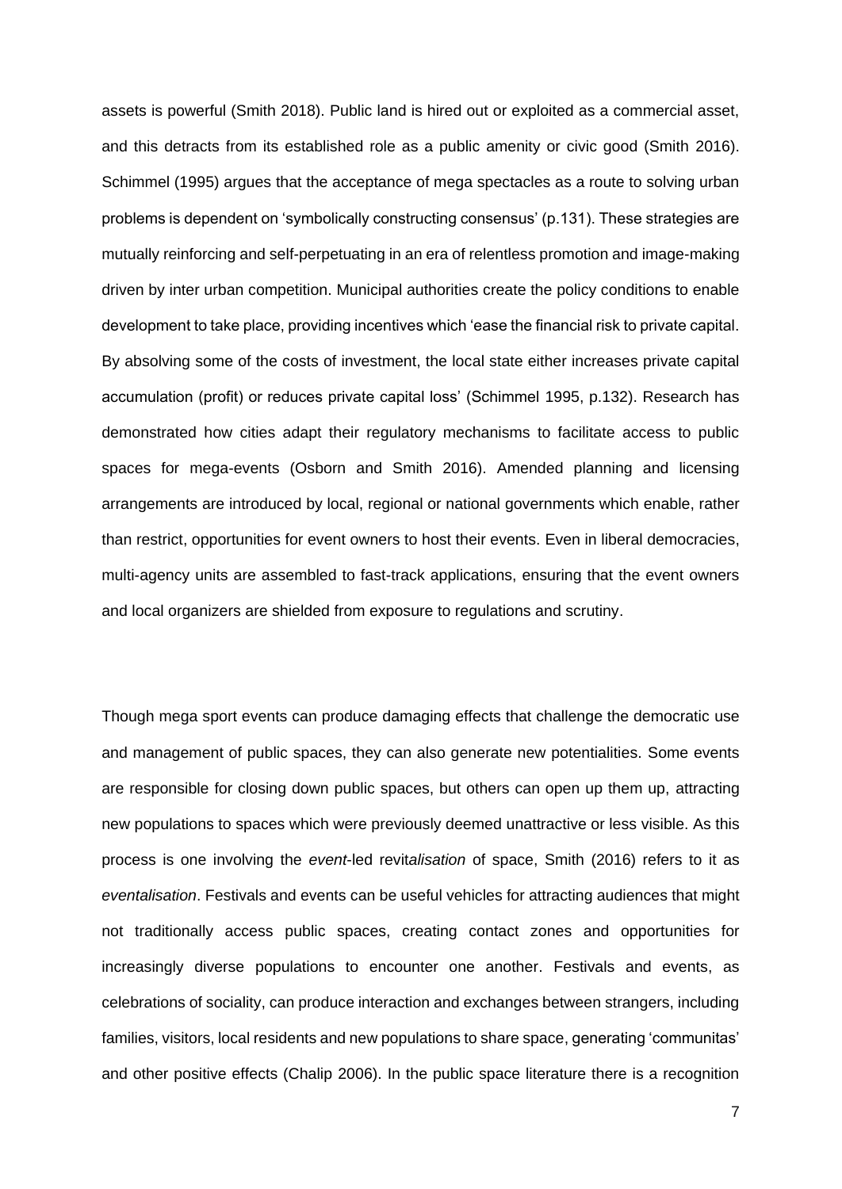assets is powerful (Smith 2018). Public land is hired out or exploited as a commercial asset, and this detracts from its established role as a public amenity or civic good (Smith 2016). Schimmel (1995) argues that the acceptance of mega spectacles as a route to solving urban problems is dependent on 'symbolically constructing consensus' (p.131). These strategies are mutually reinforcing and self-perpetuating in an era of relentless promotion and image-making driven by inter urban competition. Municipal authorities create the policy conditions to enable development to take place, providing incentives which 'ease the financial risk to private capital. By absolving some of the costs of investment, the local state either increases private capital accumulation (profit) or reduces private capital loss' (Schimmel 1995, p.132). Research has demonstrated how cities adapt their regulatory mechanisms to facilitate access to public spaces for mega-events (Osborn and Smith 2016). Amended planning and licensing arrangements are introduced by local, regional or national governments which enable, rather than restrict, opportunities for event owners to host their events. Even in liberal democracies, multi-agency units are assembled to fast-track applications, ensuring that the event owners and local organizers are shielded from exposure to regulations and scrutiny.

Though mega sport events can produce damaging effects that challenge the democratic use and management of public spaces, they can also generate new potentialities. Some events are responsible for closing down public spaces, but others can open up them up, attracting new populations to spaces which were previously deemed unattractive or less visible. As this process is one involving the *event*-led revit*alisation* of space, Smith (2016) refers to it as *eventalisation*. Festivals and events can be useful vehicles for attracting audiences that might not traditionally access public spaces, creating contact zones and opportunities for increasingly diverse populations to encounter one another. Festivals and events, as celebrations of sociality, can produce interaction and exchanges between strangers, including families, visitors, local residents and new populations to share space, generating 'communitas' and other positive effects (Chalip 2006). In the public space literature there is a recognition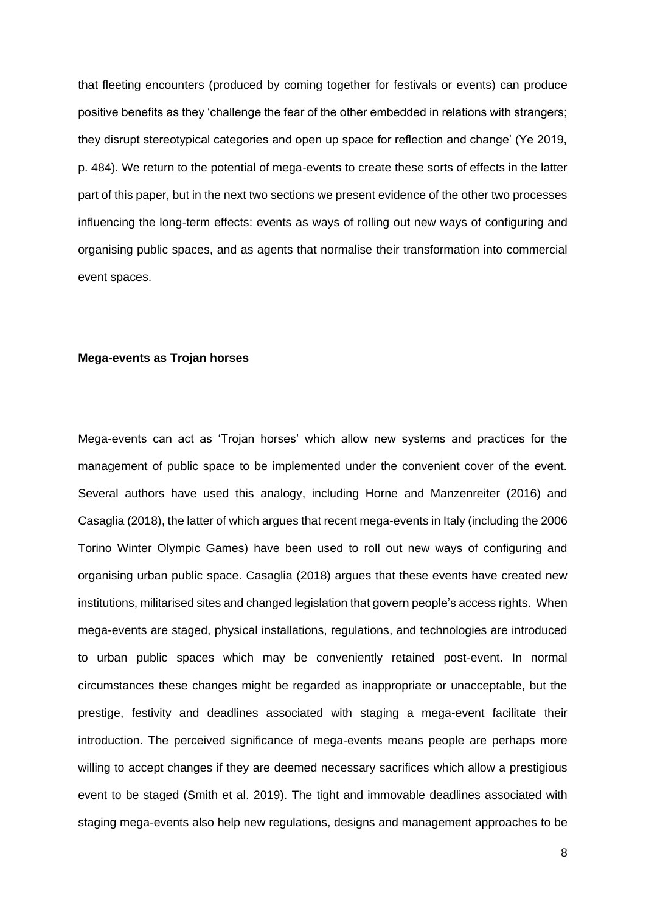that fleeting encounters (produced by coming together for festivals or events) can produce positive benefits as they 'challenge the fear of the other embedded in relations with strangers; they disrupt stereotypical categories and open up space for reflection and change' (Ye 2019, p. 484). We return to the potential of mega-events to create these sorts of effects in the latter part of this paper, but in the next two sections we present evidence of the other two processes influencing the long-term effects: events as ways of rolling out new ways of configuring and organising public spaces, and as agents that normalise their transformation into commercial event spaces.

**Mega-events as Trojan horses**

Mega-events can act as 'Trojan horses' which allow new systems and practices for the management of public space to be implemented under the convenient cover of the event. Several authors have used this analogy, including Horne and Manzenreiter (2016) and Casaglia (2018), the latter of which argues that recent mega-events in Italy (including the 2006 Torino Winter Olympic Games) have been used to roll out new ways of configuring and organising urban public space. Casaglia (2018) argues that these events have created new institutions, militarised sites and changed legislation that govern people's access rights. When mega-events are staged, physical installations, regulations, and technologies are introduced to urban public spaces which may be conveniently retained post-event. In normal circumstances these changes might be regarded as inappropriate or unacceptable, but the prestige, festivity and deadlines associated with staging a mega-event facilitate their introduction. The perceived significance of mega-events means people are perhaps more willing to accept changes if they are deemed necessary sacrifices which allow a prestigious event to be staged (Smith et al. 2019). The tight and immovable deadlines associated with staging mega-events also help new regulations, designs and management approaches to be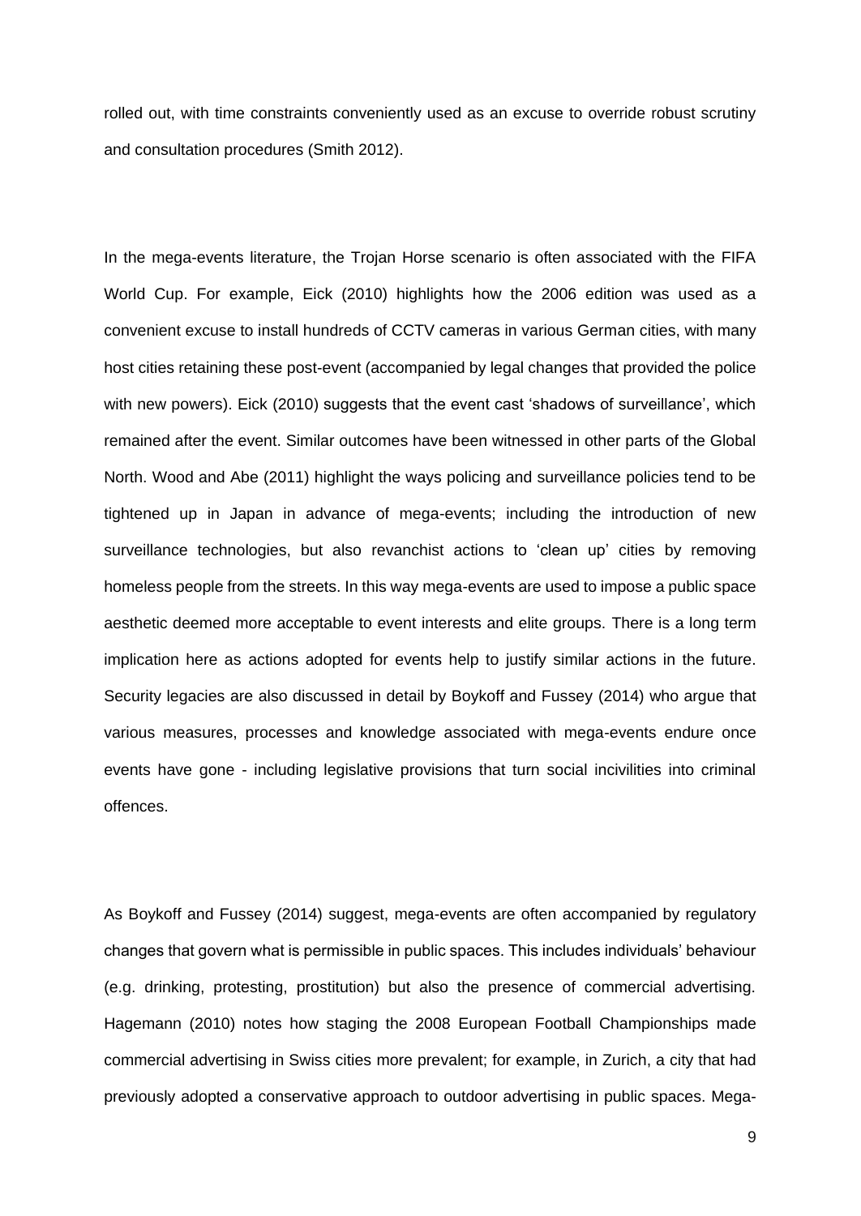rolled out, with time constraints conveniently used as an excuse to override robust scrutiny and consultation procedures (Smith 2012).

In the mega-events literature, the Trojan Horse scenario is often associated with the FIFA World Cup. For example, Eick (2010) highlights how the 2006 edition was used as a convenient excuse to install hundreds of CCTV cameras in various German cities, with many host cities retaining these post-event (accompanied by legal changes that provided the police with new powers). Eick (2010) suggests that the event cast 'shadows of surveillance', which remained after the event. Similar outcomes have been witnessed in other parts of the Global North. Wood and Abe (2011) highlight the ways policing and surveillance policies tend to be tightened up in Japan in advance of mega-events; including the introduction of new surveillance technologies, but also revanchist actions to 'clean up' cities by removing homeless people from the streets. In this way mega-events are used to impose a public space aesthetic deemed more acceptable to event interests and elite groups. There is a long term implication here as actions adopted for events help to justify similar actions in the future. Security legacies are also discussed in detail by Boykoff and Fussey (2014) who argue that various measures, processes and knowledge associated with mega-events endure once events have gone - including legislative provisions that turn social incivilities into criminal offences.

As Boykoff and Fussey (2014) suggest, mega-events are often accompanied by regulatory changes that govern what is permissible in public spaces. This includes individuals' behaviour (e.g. drinking, protesting, prostitution) but also the presence of commercial advertising. Hagemann (2010) notes how staging the 2008 European Football Championships made commercial advertising in Swiss cities more prevalent; for example, in Zurich, a city that had previously adopted a conservative approach to outdoor advertising in public spaces. Mega-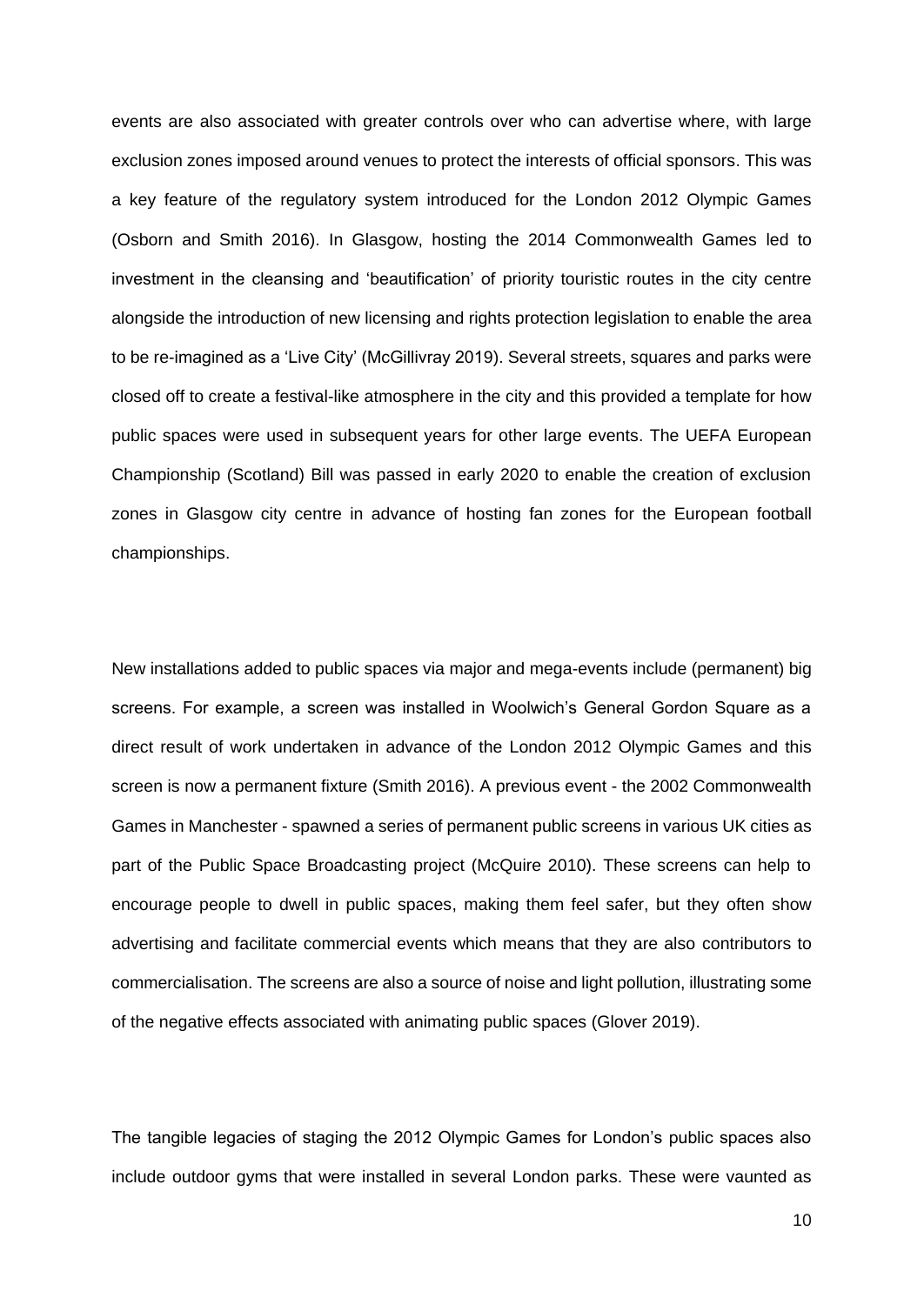events are also associated with greater controls over who can advertise where, with large exclusion zones imposed around venues to protect the interests of official sponsors. This was a key feature of the regulatory system introduced for the London 2012 Olympic Games (Osborn and Smith 2016). In Glasgow, hosting the 2014 Commonwealth Games led to investment in the cleansing and 'beautification' of priority touristic routes in the city centre alongside the introduction of new licensing and rights protection legislation to enable the area to be re-imagined as a 'Live City' (McGillivray 2019). Several streets, squares and parks were closed off to create a festival-like atmosphere in the city and this provided a template for how public spaces were used in subsequent years for other large events. The UEFA European Championship (Scotland) Bill was passed in early 2020 to enable the creation of exclusion zones in Glasgow city centre in advance of hosting fan zones for the European football championships.

New installations added to public spaces via major and mega-events include (permanent) big screens. For example, a screen was installed in Woolwich's General Gordon Square as a direct result of work undertaken in advance of the London 2012 Olympic Games and this screen is now a permanent fixture (Smith 2016). A previous event - the 2002 Commonwealth Games in Manchester - spawned a series of permanent public screens in various UK cities as part of the Public Space Broadcasting project (McQuire 2010). These screens can help to encourage people to dwell in public spaces, making them feel safer, but they often show advertising and facilitate commercial events which means that they are also contributors to commercialisation. The screens are also a source of noise and light pollution, illustrating some of the negative effects associated with animating public spaces (Glover 2019).

The tangible legacies of staging the 2012 Olympic Games for London's public spaces also include outdoor gyms that were installed in several London parks. These were vaunted as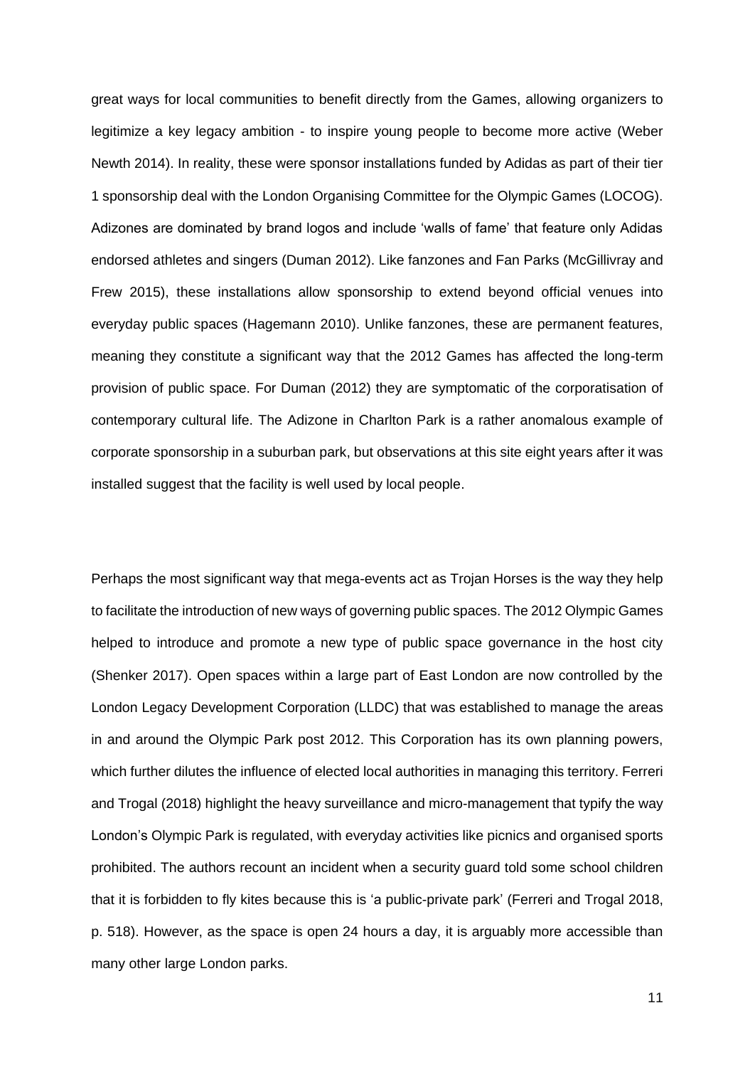great ways for local communities to benefit directly from the Games, allowing organizers to legitimize a key legacy ambition - to inspire young people to become more active (Weber Newth 2014). In reality, these were sponsor installations funded by Adidas as part of their tier 1 sponsorship deal with the London Organising Committee for the Olympic Games (LOCOG). Adizones are dominated by brand logos and include 'walls of fame' that feature only Adidas endorsed athletes and singers (Duman 2012). Like fanzones and Fan Parks (McGillivray and Frew 2015), these installations allow sponsorship to extend beyond official venues into everyday public spaces (Hagemann 2010). Unlike fanzones, these are permanent features, meaning they constitute a significant way that the 2012 Games has affected the long-term provision of public space. For Duman (2012) they are symptomatic of the corporatisation of contemporary cultural life. The Adizone in Charlton Park is a rather anomalous example of corporate sponsorship in a suburban park, but observations at this site eight years after it was installed suggest that the facility is well used by local people.

Perhaps the most significant way that mega-events act as Trojan Horses is the way they help to facilitate the introduction of new ways of governing public spaces. The 2012 Olympic Games helped to introduce and promote a new type of public space governance in the host city (Shenker 2017). Open spaces within a large part of East London are now controlled by the London Legacy Development Corporation (LLDC) that was established to manage the areas in and around the Olympic Park post 2012. This Corporation has its own planning powers, which further dilutes the influence of elected local authorities in managing this territory. Ferreri and Trogal (2018) highlight the heavy surveillance and micro-management that typify the way London's Olympic Park is regulated, with everyday activities like picnics and organised sports prohibited. The authors recount an incident when a security guard told some school children that it is forbidden to fly kites because this is 'a public-private park' (Ferreri and Trogal 2018, p. 518). However, as the space is open 24 hours a day, it is arguably more accessible than many other large London parks.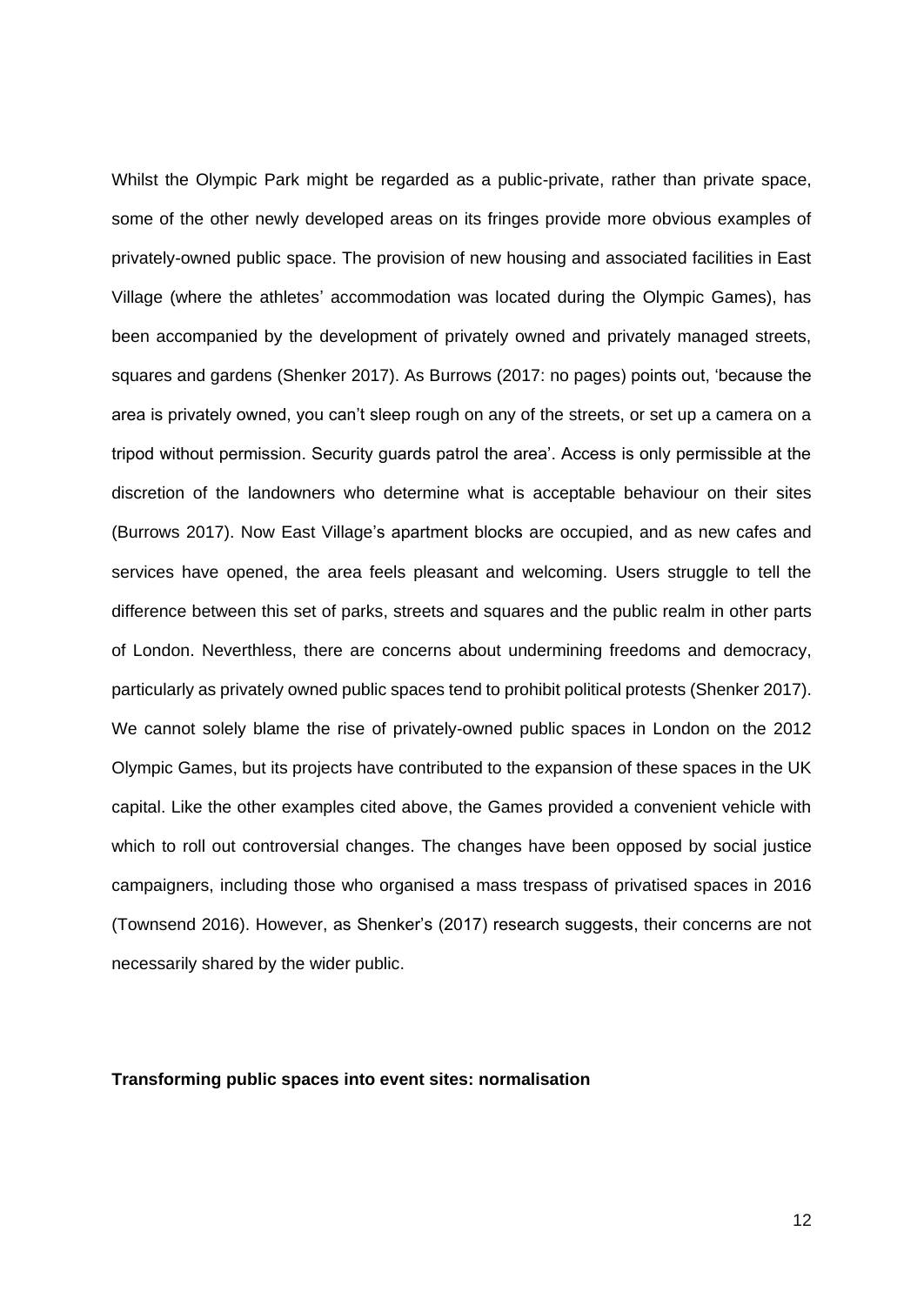Whilst the Olympic Park might be regarded as a public-private, rather than private space, some of the other newly developed areas on its fringes provide more obvious examples of privately-owned public space. The provision of new housing and associated facilities in East Village (where the athletes' accommodation was located during the Olympic Games), has been accompanied by the development of privately owned and privately managed streets, squares and gardens (Shenker 2017). As Burrows (2017: no pages) points out, 'because the area is privately owned, you can't sleep rough on any of the streets, or set up a camera on a tripod without permission. Security guards patrol the area'. Access is only permissible at the discretion of the landowners who determine what is acceptable behaviour on their sites (Burrows 2017). Now East Village's apartment blocks are occupied, and as new cafes and services have opened, the area feels pleasant and welcoming. Users struggle to tell the difference between this set of parks, streets and squares and the public realm in other parts of London. Neverthless, there are concerns about undermining freedoms and democracy, particularly as privately owned public spaces tend to prohibit political protests (Shenker 2017). We cannot solely blame the rise of privately-owned public spaces in London on the 2012 Olympic Games, but its projects have contributed to the expansion of these spaces in the UK capital. Like the other examples cited above, the Games provided a convenient vehicle with which to roll out controversial changes. The changes have been opposed by social justice campaigners, including those who organised a mass trespass of privatised spaces in 2016 (Townsend 2016). However, as Shenker's (2017) research suggests, their concerns are not necessarily shared by the wider public.

**Transforming public spaces into event sites: normalisation**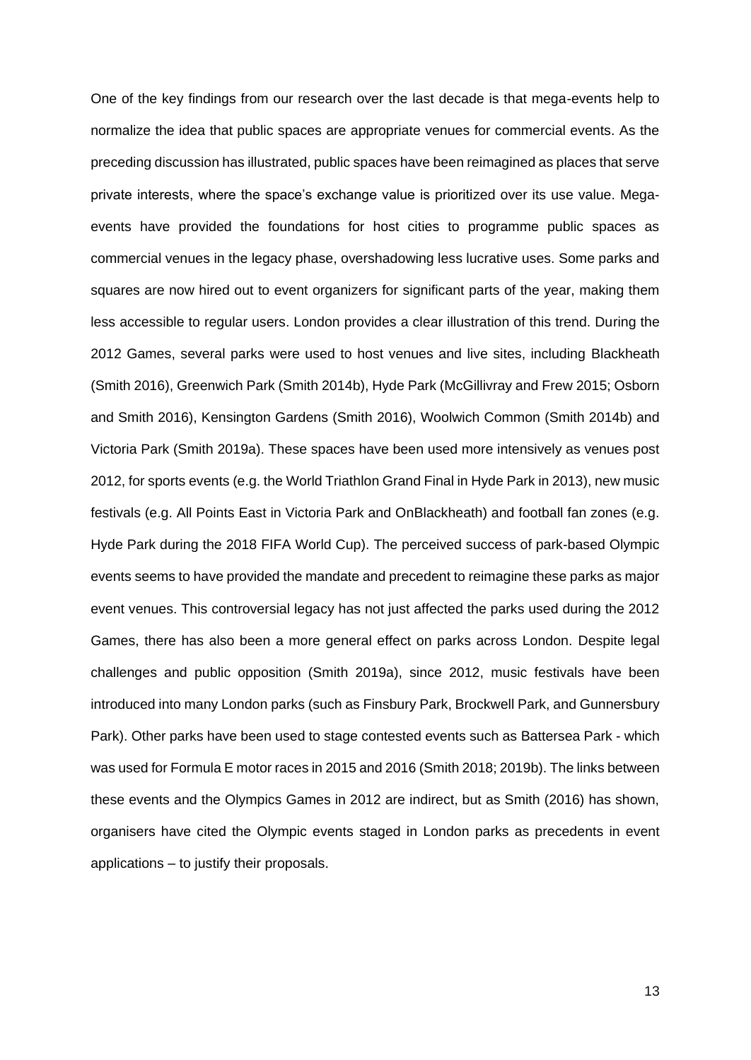One of the key findings from our research over the last decade is that mega-events help to normalize the idea that public spaces are appropriate venues for commercial events. As the preceding discussion has illustrated, public spaces have been reimagined as places that serve private interests, where the space's exchange value is prioritized over its use value. Mega-events have provided the foundations for host cities to programme public spaces as commercial venues in the legacy phase, overshadowing less lucrative uses. Some parks and squares are now hired out to event organizers for significant parts of the year, making them less accessible to regular users. London provides a clear illustration of this trend. During the 2012 Games, several parks were used to host venues and live sites, including Blackheath (Smith 2016), Greenwich Park (Smith 2014b), Hyde Park (McGillivray and Frew 2015; Osborn and Smith 2016), Kensington Gardens (Smith 2016), Woolwich Common (Smith 2014b) and Victoria Park (Smith 2019a). These spaces have been used more intensively as venues post 2012, for sports events (e.g. the World Triathlon Grand Final in Hyde Park in 2013), new music festivals (e.g. All Points East in Victoria Park and OnBlackheath) and football fan zones (e.g. Hyde Park during the 2018 FIFA World Cup). The perceived success of park-based Olympic events seems to have provided the mandate and precedent to reimagine these parks as major event venues. This controversial legacy has not just affected the parks used during the 2012 Games, there has also been a more general effect on parks across London. Despite legal challenges and public opposition (Smith 2019a), since 2012, music festivals have been introduced into many London parks (such as Finsbury Park, Brockwell Park, and Gunnersbury Park). Other parks have been used to stage contested events such as Battersea Park - which was used for Formula E motor races in 2015 and 2016 (Smith 2018; 2019b). The links between these events and the Olympics Games in 2012 are indirect, but as Smith (2016) has shown, organisers have cited the Olympic events staged in London parks as precedents in event applications – to justify their proposals.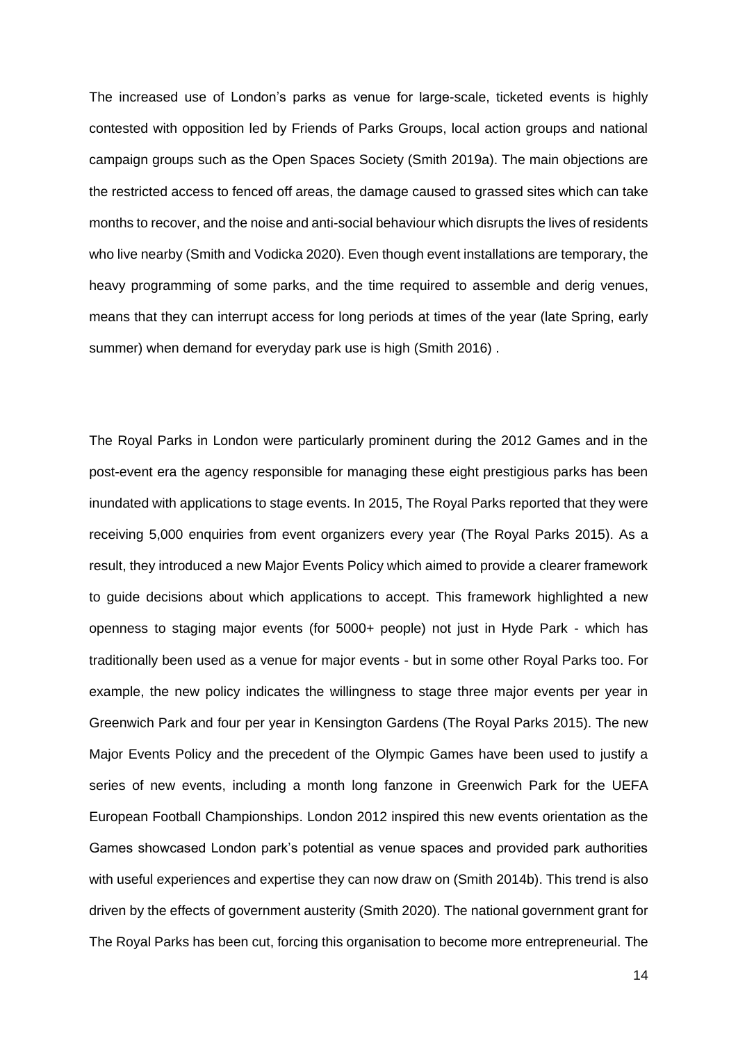The increased use of London's parks as venue for large-scale, ticketed events is highly contested with opposition led by Friends of Parks Groups, local action groups and national campaign groups such as the Open Spaces Society (Smith 2019a). The main objections are the restricted access to fenced off areas, the damage caused to grassed sites which can take months to recover, and the noise and anti-social behaviour which disrupts the lives of residents who live nearby (Smith and Vodicka 2020). Even though event installations are temporary, the heavy programming of some parks, and the time required to assemble and derig venues, means that they can interrupt access for long periods at times of the year (late Spring, early summer) when demand for everyday park use is high (Smith 2016) .

The Royal Parks in London were particularly prominent during the 2012 Games and in the post-event era the agency responsible for managing these eight prestigious parks has been inundated with applications to stage events. In 2015, The Royal Parks reported that they were receiving 5,000 enquiries from event organizers every year (The Royal Parks 2015). As a result, they introduced a new Major Events Policy which aimed to provide a clearer framework to guide decisions about which applications to accept. This framework highlighted a new openness to staging major events (for 5000+ people) not just in Hyde Park - which has traditionally been used as a venue for major events - but in some other Royal Parks too. For example, the new policy indicates the willingness to stage three major events per year in Greenwich Park and four per year in Kensington Gardens (The Royal Parks 2015). The new Major Events Policy and the precedent of the Olympic Games have been used to justify a series of new events, including a month long fanzone in Greenwich Park for the UEFA European Football Championships. London 2012 inspired this new events orientation as the Games showcased London park's potential as venue spaces and provided park authorities with useful experiences and expertise they can now draw on (Smith 2014b). This trend is also driven by the effects of government austerity (Smith 2020). The national government grant for The Royal Parks has been cut, forcing this organisation to become more entrepreneurial. The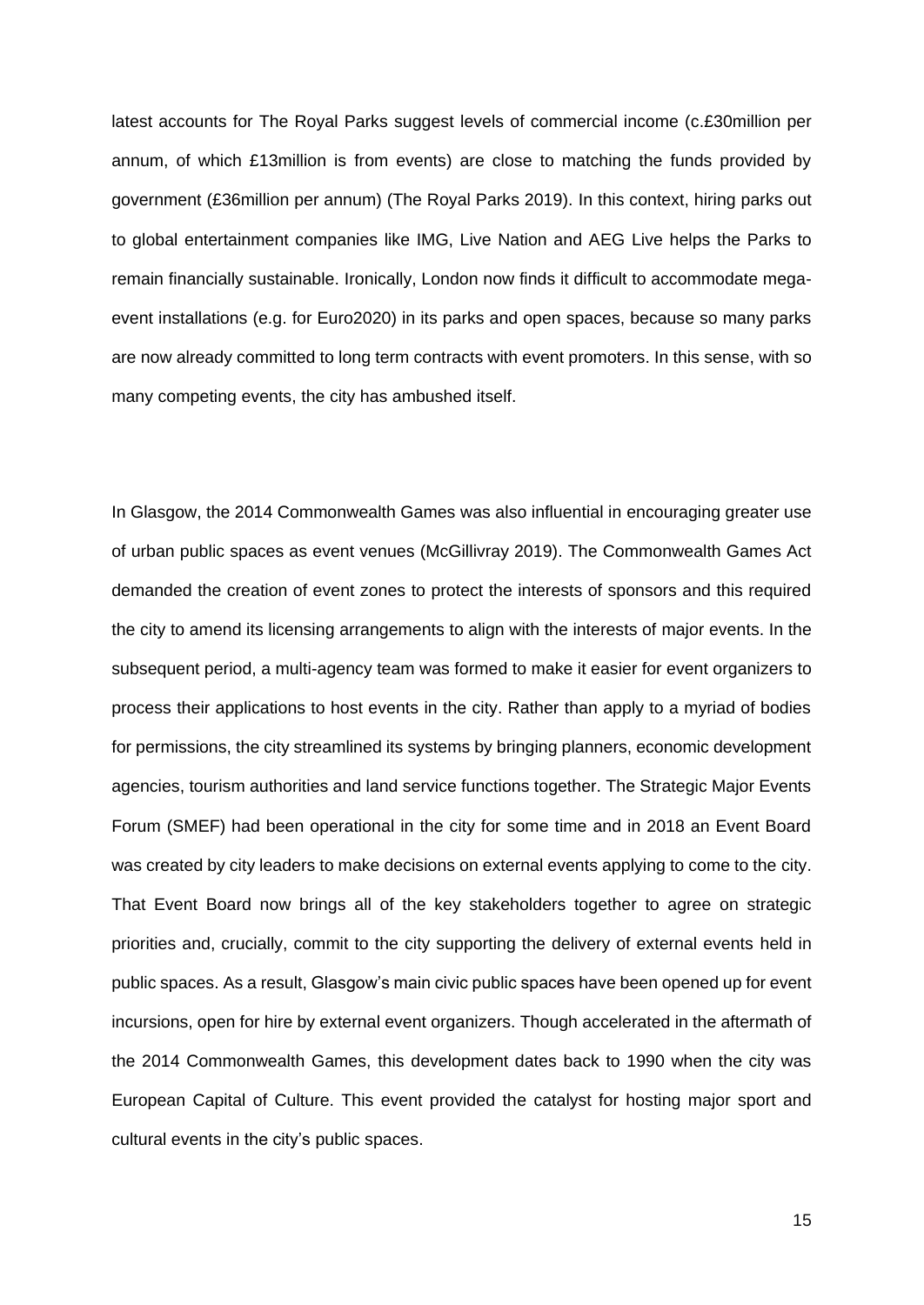latest accounts for The Royal Parks suggest levels of commercial income (c.£30million per annum, of which £13million is from events) are close to matching the funds provided by government (£36million per annum) (The Royal Parks 2019). In this context, hiring parks out to global entertainment companies like IMG, Live Nation and AEG Live helps the Parks to remain financially sustainable. Ironically, London now finds it difficult to accommodate mega-event installations (e.g. for Euro2020) in its parks and open spaces, because so many parks are now already committed to long term contracts with event promoters. In this sense, with so many competing events, the city has ambushed itself.

In Glasgow, the 2014 Commonwealth Games was also influential in encouraging greater use of urban public spaces as event venues (McGillivray 2019). The Commonwealth Games Act demanded the creation of event zones to protect the interests of sponsors and this required the city to amend its licensing arrangements to align with the interests of major events. In the subsequent period, a multi-agency team was formed to make it easier for event organizers to process their applications to host events in the city. Rather than apply to a myriad of bodies for permissions, the city streamlined its systems by bringing planners, economic development agencies, tourism authorities and land service functions together. The Strategic Major Events Forum (SMEF) had been operational in the city for some time and in 2018 an Event Board was created by city leaders to make decisions on external events applying to come to the city. That Event Board now brings all of the key stakeholders together to agree on strategic priorities and, crucially, commit to the city supporting the delivery of external events held in public spaces. As a result, Glasgow's main civic public spaces have been opened up for event incursions, open for hire by external event organizers. Though accelerated in the aftermath of the 2014 Commonwealth Games, this development dates back to 1990 when the city was European Capital of Culture. This event provided the catalyst for hosting major sport and cultural events in the city's public spaces.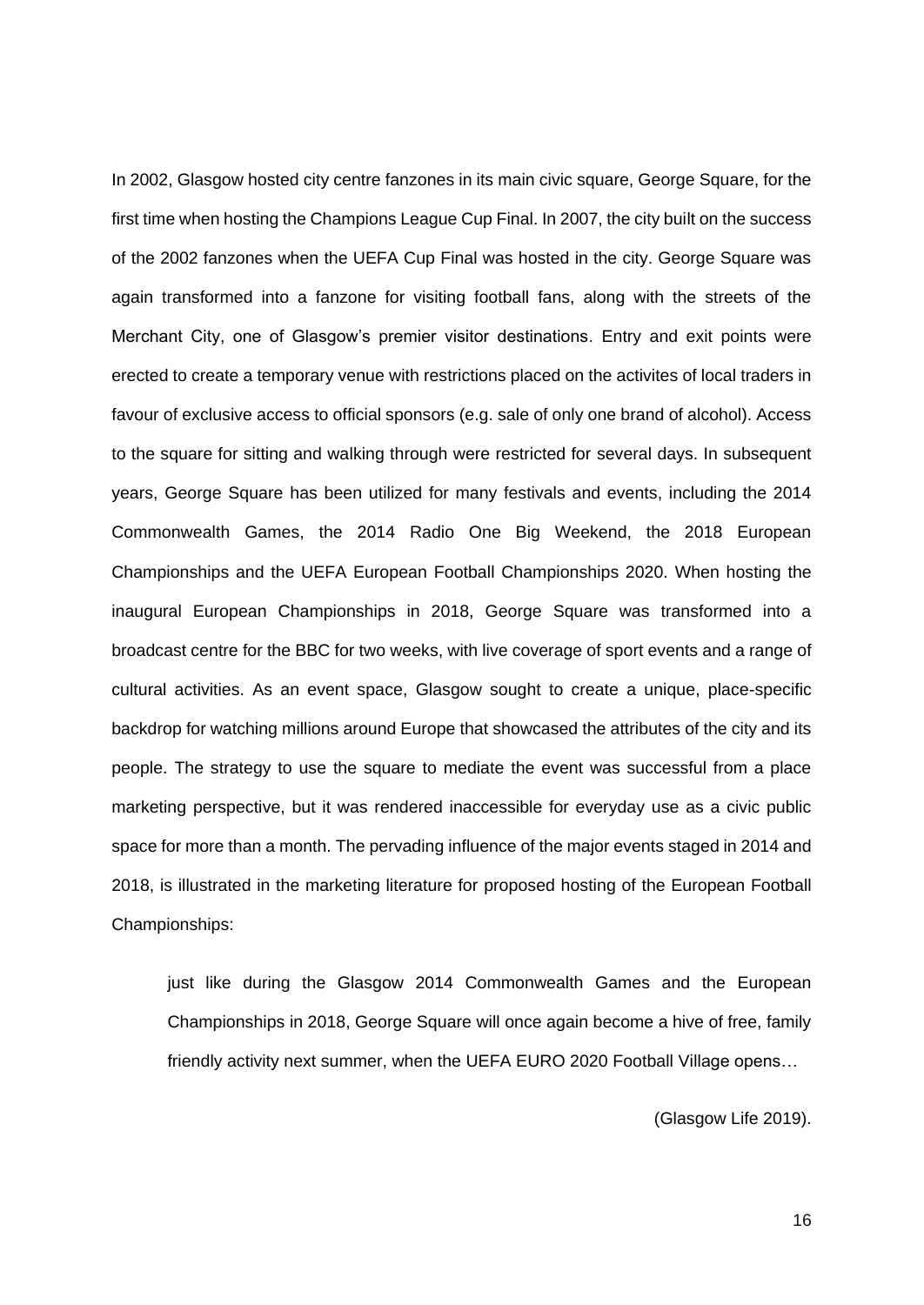In 2002, Glasgow hosted city centre fanzones in its main civic square, George Square, for the first time when hosting the Champions League Cup Final. In 2007, the city built on the success of the 2002 fanzones when the UEFA Cup Final was hosted in the city. George Square was again transformed into a fanzone for visiting football fans, along with the streets of the Merchant City, one of Glasgow's premier visitor destinations. Entry and exit points were erected to create a temporary venue with restrictions placed on the activites of local traders in favour of exclusive access to official sponsors (e.g. sale of only one brand of alcohol). Access to the square for sitting and walking through were restricted for several days. In subsequent years, George Square has been utilized for many festivals and events, including the 2014 Commonwealth Games, the 2014 Radio One Big Weekend, the 2018 European Championships and the UEFA European Football Championships 2020. When hosting the inaugural European Championships in 2018, George Square was transformed into a broadcast centre for the BBC for two weeks, with live coverage of sport events and a range of cultural activities. As an event space, Glasgow sought to create a unique, place-specific backdrop for watching millions around Europe that showcased the attributes of the city and its people. The strategy to use the square to mediate the event was successful from a place marketing perspective, but it was rendered inaccessible for everyday use as a civic public space for more than a month. The pervading influence of the major events staged in 2014 and 2018, is illustrated in the marketing literature for proposed hosting of the European Football Championships:

> just like during the Glasgow 2014 Commonwealth Games and the European Championships in 2018, George Square will once again become a hive of free, family friendly activity next summer, when the UEFA EURO 2020 Football Village opens…
>
> (Glasgow Life 2019).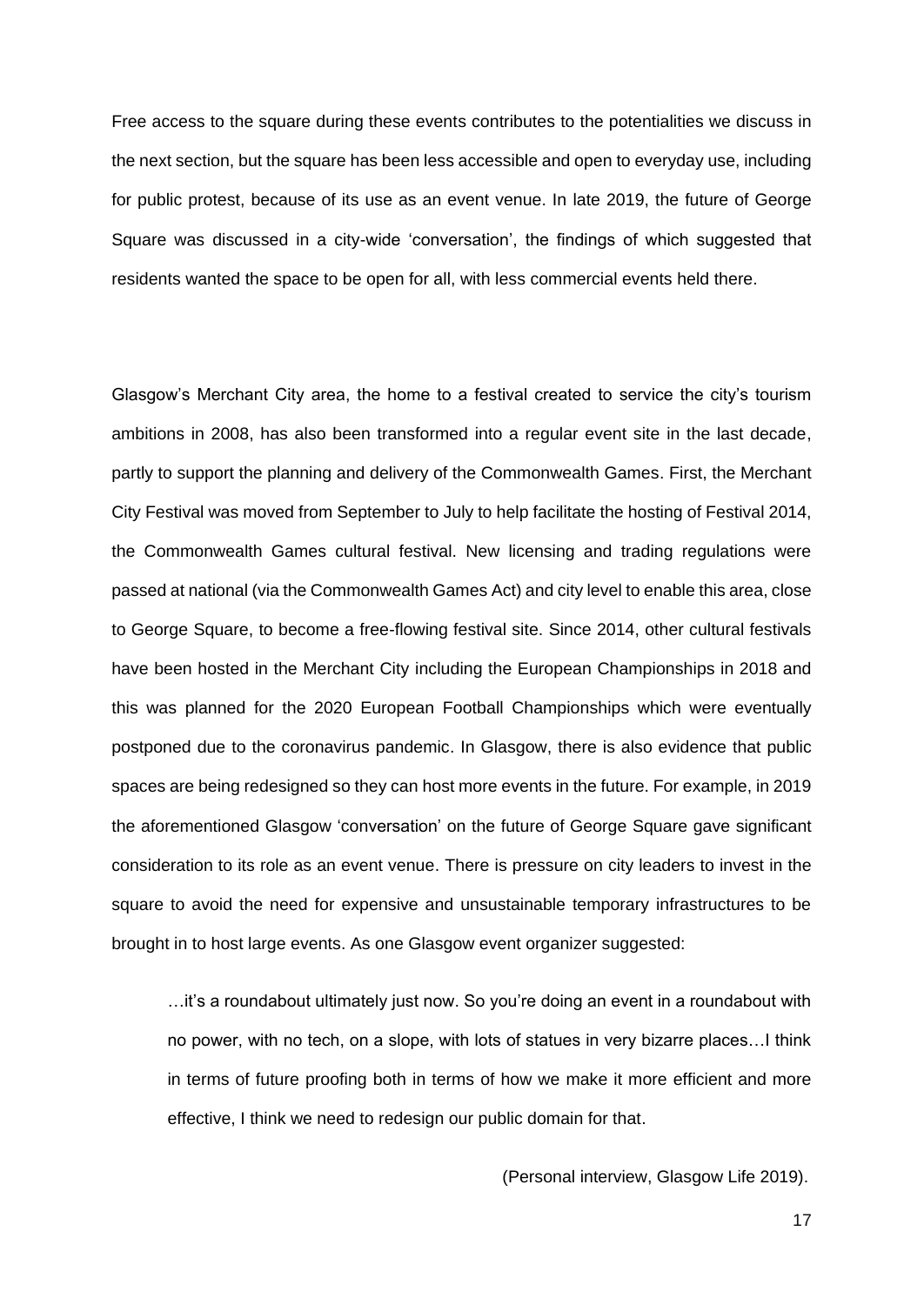Free access to the square during these events contributes to the potentialities we discuss in the next section, but the square has been less accessible and open to everyday use, including for public protest, because of its use as an event venue. In late 2019, the future of George Square was discussed in a city-wide 'conversation', the findings of which suggested that residents wanted the space to be open for all, with less commercial events held there.

Glasgow's Merchant City area, the home to a festival created to service the city's tourism ambitions in 2008, has also been transformed into a regular event site in the last decade, partly to support the planning and delivery of the Commonwealth Games. First, the Merchant City Festival was moved from September to July to help facilitate the hosting of Festival 2014, the Commonwealth Games cultural festival. New licensing and trading regulations were passed at national (via the Commonwealth Games Act) and city level to enable this area, close to George Square, to become a free-flowing festival site. Since 2014, other cultural festivals have been hosted in the Merchant City including the European Championships in 2018 and this was planned for the 2020 European Football Championships which were eventually postponed due to the coronavirus pandemic. In Glasgow, there is also evidence that public spaces are being redesigned so they can host more events in the future. For example, in 2019 the aforementioned Glasgow 'conversation' on the future of George Square gave significant consideration to its role as an event venue. There is pressure on city leaders to invest in the square to avoid the need for expensive and unsustainable temporary infrastructures to be brought in to host large events. As one Glasgow event organizer suggested:

> …it's a roundabout ultimately just now. So you're doing an event in a roundabout with no power, with no tech, on a slope, with lots of statues in very bizarre places…I think in terms of future proofing both in terms of how we make it more efficient and more effective, I think we need to redesign our public domain for that.
>
> (Personal interview, Glasgow Life 2019).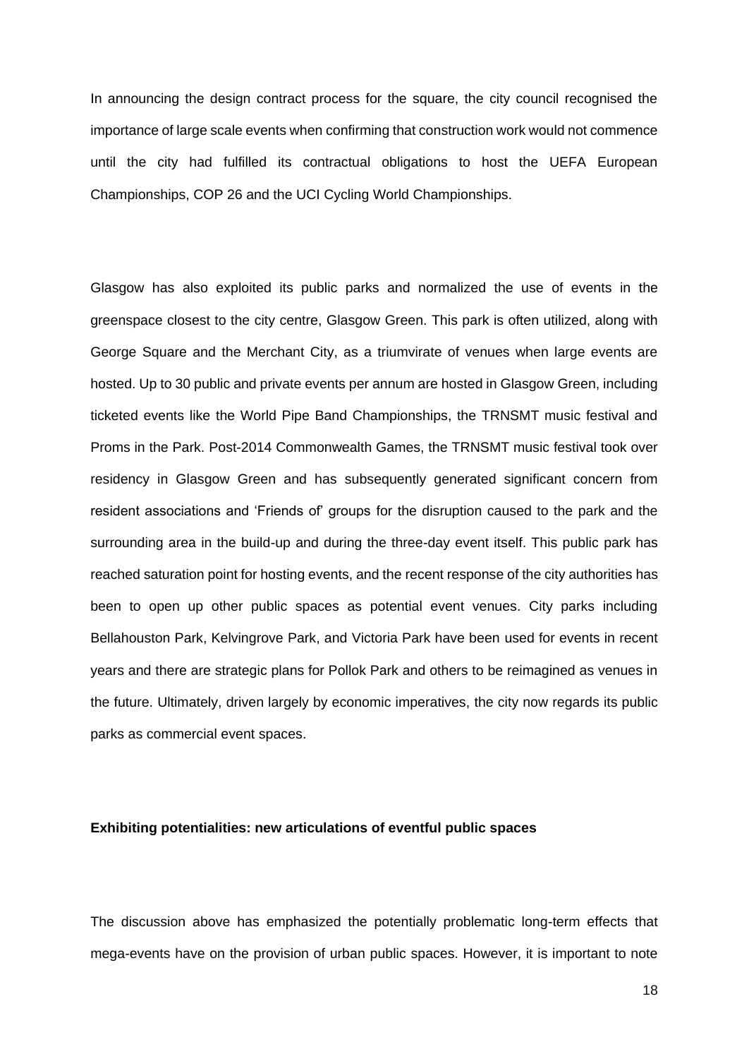In announcing the design contract process for the square, the city council recognised the importance of large scale events when confirming that construction work would not commence until the city had fulfilled its contractual obligations to host the UEFA European Championships, COP 26 and the UCI Cycling World Championships.

Glasgow has also exploited its public parks and normalized the use of events in the greenspace closest to the city centre, Glasgow Green. This park is often utilized, along with George Square and the Merchant City, as a triumvirate of venues when large events are hosted. Up to 30 public and private events per annum are hosted in Glasgow Green, including ticketed events like the World Pipe Band Championships, the TRNSMT music festival and Proms in the Park. Post-2014 Commonwealth Games, the TRNSMT music festival took over residency in Glasgow Green and has subsequently generated significant concern from resident associations and 'Friends of' groups for the disruption caused to the park and the surrounding area in the build-up and during the three-day event itself. This public park has reached saturation point for hosting events, and the recent response of the city authorities has been to open up other public spaces as potential event venues. City parks including Bellahouston Park, Kelvingrove Park, and Victoria Park have been used for events in recent years and there are strategic plans for Pollok Park and others to be reimagined as venues in the future. Ultimately, driven largely by economic imperatives, the city now regards its public parks as commercial event spaces.

**Exhibiting potentialities: new articulations of eventful public spaces**

The discussion above has emphasized the potentially problematic long-term effects that mega-events have on the provision of urban public spaces. However, it is important to note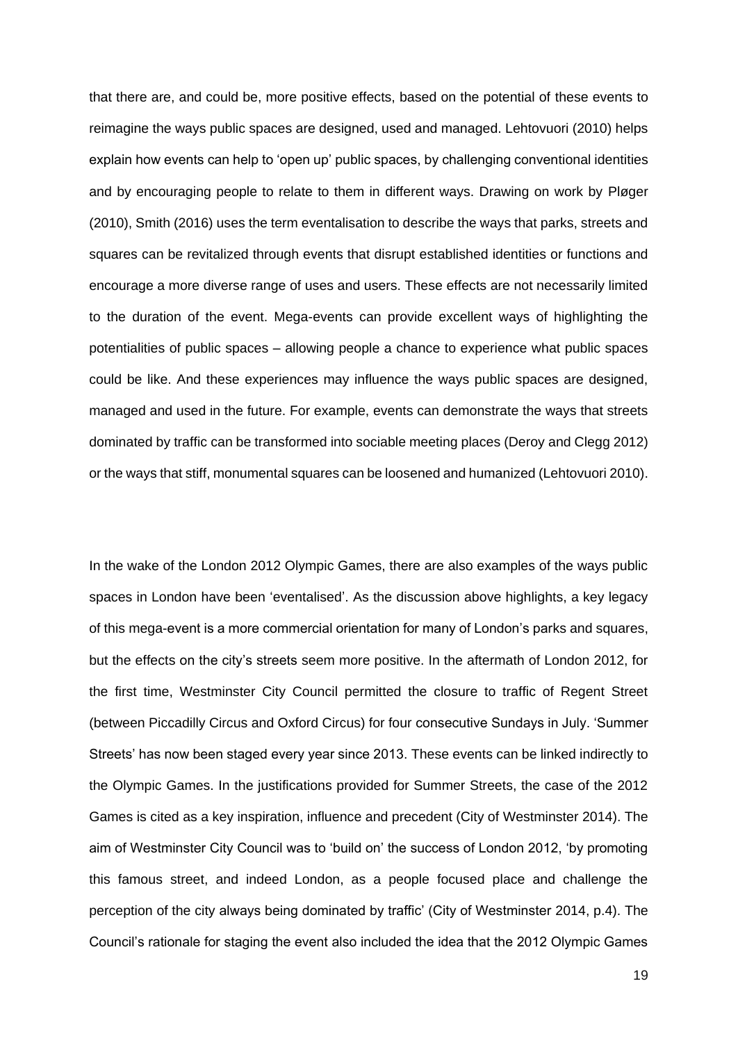that there are, and could be, more positive effects, based on the potential of these events to reimagine the ways public spaces are designed, used and managed. Lehtovuori (2010) helps explain how events can help to 'open up' public spaces, by challenging conventional identities and by encouraging people to relate to them in different ways. Drawing on work by Pløger (2010), Smith (2016) uses the term eventalisation to describe the ways that parks, streets and squares can be revitalized through events that disrupt established identities or functions and encourage a more diverse range of uses and users. These effects are not necessarily limited to the duration of the event. Mega-events can provide excellent ways of highlighting the potentialities of public spaces – allowing people a chance to experience what public spaces could be like. And these experiences may influence the ways public spaces are designed, managed and used in the future. For example, events can demonstrate the ways that streets dominated by traffic can be transformed into sociable meeting places (Deroy and Clegg 2012) or the ways that stiff, monumental squares can be loosened and humanized (Lehtovuori 2010).

In the wake of the London 2012 Olympic Games, there are also examples of the ways public spaces in London have been 'eventalised'. As the discussion above highlights, a key legacy of this mega-event is a more commercial orientation for many of London's parks and squares, but the effects on the city's streets seem more positive. In the aftermath of London 2012, for the first time, Westminster City Council permitted the closure to traffic of Regent Street (between Piccadilly Circus and Oxford Circus) for four consecutive Sundays in July. 'Summer Streets' has now been staged every year since 2013. These events can be linked indirectly to the Olympic Games. In the justifications provided for Summer Streets, the case of the 2012 Games is cited as a key inspiration, influence and precedent (City of Westminster 2014). The aim of Westminster City Council was to 'build on' the success of London 2012, 'by promoting this famous street, and indeed London, as a people focused place and challenge the perception of the city always being dominated by traffic' (City of Westminster 2014, p.4). The Council's rationale for staging the event also included the idea that the 2012 Olympic Games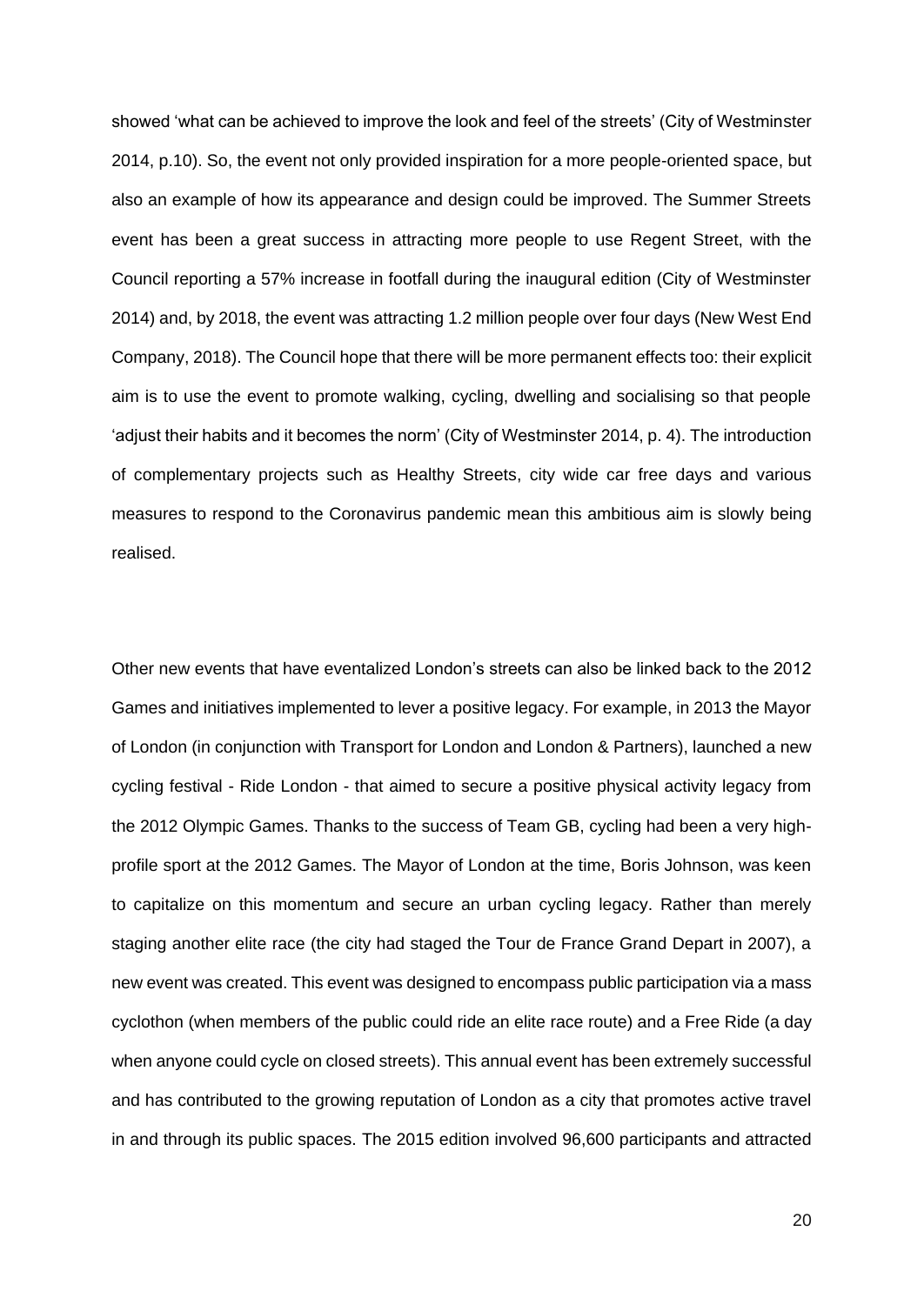showed 'what can be achieved to improve the look and feel of the streets' (City of Westminster 2014, p.10). So, the event not only provided inspiration for a more people-oriented space, but also an example of how its appearance and design could be improved. The Summer Streets event has been a great success in attracting more people to use Regent Street, with the Council reporting a 57% increase in footfall during the inaugural edition (City of Westminster 2014) and, by 2018, the event was attracting 1.2 million people over four days (New West End Company, 2018). The Council hope that there will be more permanent effects too: their explicit aim is to use the event to promote walking, cycling, dwelling and socialising so that people 'adjust their habits and it becomes the norm' (City of Westminster 2014, p. 4). The introduction of complementary projects such as Healthy Streets, city wide car free days and various measures to respond to the Coronavirus pandemic mean this ambitious aim is slowly being realised.

Other new events that have eventalized London's streets can also be linked back to the 2012 Games and initiatives implemented to lever a positive legacy. For example, in 2013 the Mayor of London (in conjunction with Transport for London and London & Partners), launched a new cycling festival - Ride London - that aimed to secure a positive physical activity legacy from the 2012 Olympic Games. Thanks to the success of Team GB, cycling had been a very high-profile sport at the 2012 Games. The Mayor of London at the time, Boris Johnson, was keen to capitalize on this momentum and secure an urban cycling legacy. Rather than merely staging another elite race (the city had staged the Tour de France Grand Depart in 2007), a new event was created. This event was designed to encompass public participation via a mass cyclothon (when members of the public could ride an elite race route) and a Free Ride (a day when anyone could cycle on closed streets). This annual event has been extremely successful and has contributed to the growing reputation of London as a city that promotes active travel in and through its public spaces. The 2015 edition involved 96,600 participants and attracted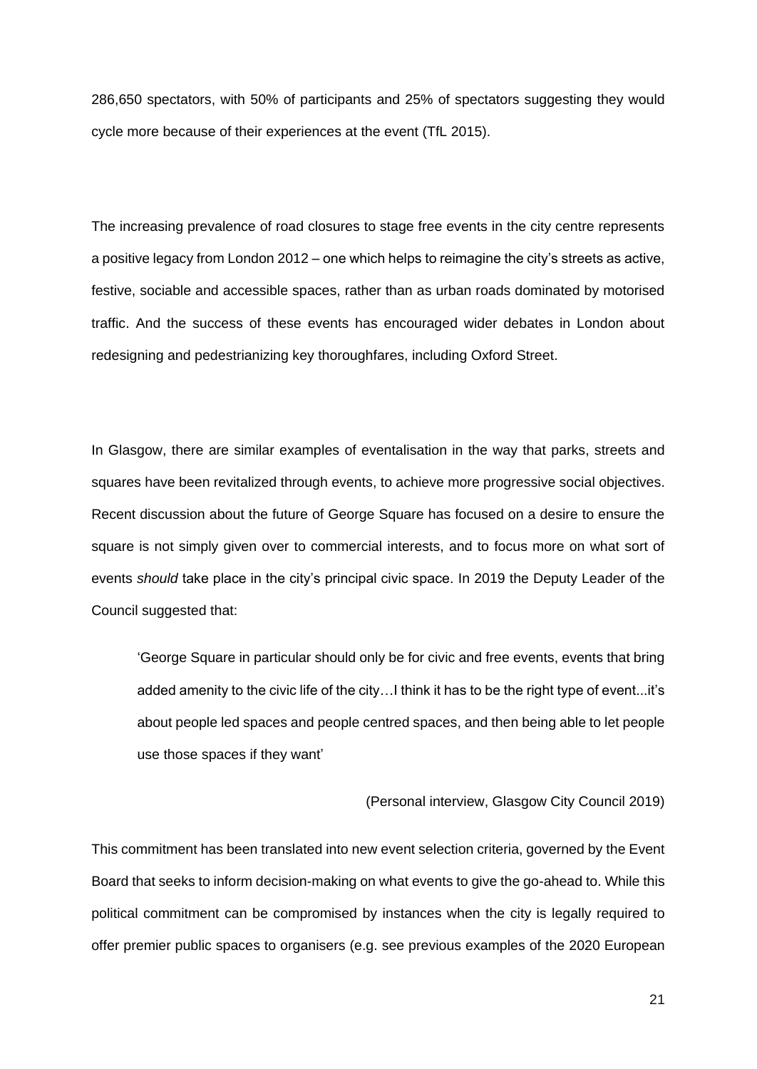286,650 spectators, with 50% of participants and 25% of spectators suggesting they would cycle more because of their experiences at the event (TfL 2015).

The increasing prevalence of road closures to stage free events in the city centre represents a positive legacy from London 2012 – one which helps to reimagine the city's streets as active, festive, sociable and accessible spaces, rather than as urban roads dominated by motorised traffic. And the success of these events has encouraged wider debates in London about redesigning and pedestrianizing key thoroughfares, including Oxford Street.

In Glasgow, there are similar examples of eventalisation in the way that parks, streets and squares have been revitalized through events, to achieve more progressive social objectives. Recent discussion about the future of George Square has focused on a desire to ensure the square is not simply given over to commercial interests, and to focus more on what sort of events *should* take place in the city's principal civic space. In 2019 the Deputy Leader of the Council suggested that:

> 'George Square in particular should only be for civic and free events, events that bring added amenity to the civic life of the city…I think it has to be the right type of event...it's about people led spaces and people centred spaces, and then being able to let people use those spaces if they want'
>
> (Personal interview, Glasgow City Council 2019)

This commitment has been translated into new event selection criteria, governed by the Event Board that seeks to inform decision-making on what events to give the go-ahead to. While this political commitment can be compromised by instances when the city is legally required to offer premier public spaces to organisers (e.g. see previous examples of the 2020 European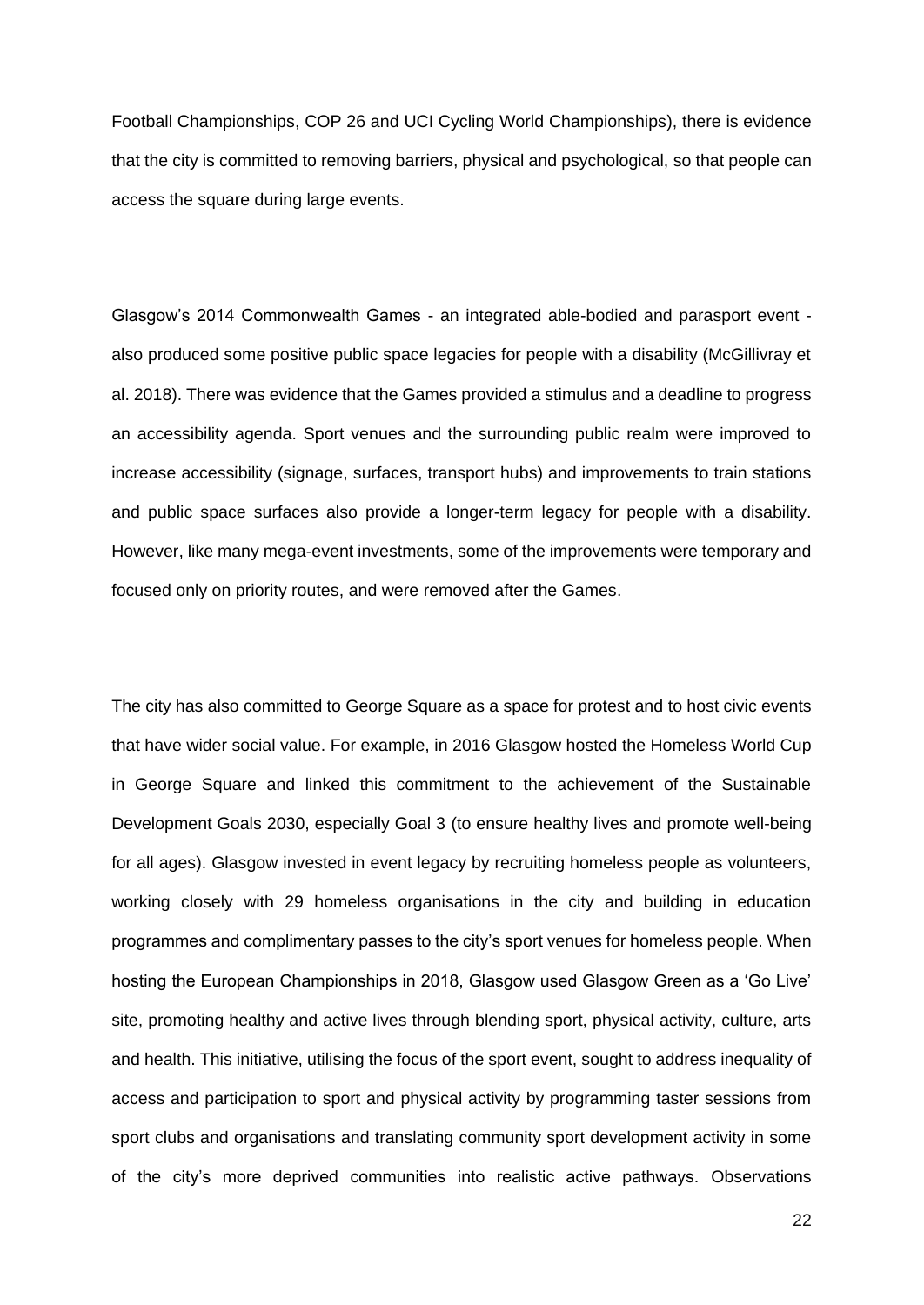Football Championships, COP 26 and UCI Cycling World Championships), there is evidence that the city is committed to removing barriers, physical and psychological, so that people can access the square during large events.

Glasgow's 2014 Commonwealth Games - an integrated able-bodied and parasport event - also produced some positive public space legacies for people with a disability (McGillivray et al. 2018). There was evidence that the Games provided a stimulus and a deadline to progress an accessibility agenda. Sport venues and the surrounding public realm were improved to increase accessibility (signage, surfaces, transport hubs) and improvements to train stations and public space surfaces also provide a longer-term legacy for people with a disability. However, like many mega-event investments, some of the improvements were temporary and focused only on priority routes, and were removed after the Games.

The city has also committed to George Square as a space for protest and to host civic events that have wider social value. For example, in 2016 Glasgow hosted the Homeless World Cup in George Square and linked this commitment to the achievement of the Sustainable Development Goals 2030, especially Goal 3 (to ensure healthy lives and promote well-being for all ages). Glasgow invested in event legacy by recruiting homeless people as volunteers, working closely with 29 homeless organisations in the city and building in education programmes and complimentary passes to the city's sport venues for homeless people. When hosting the European Championships in 2018, Glasgow used Glasgow Green as a 'Go Live' site, promoting healthy and active lives through blending sport, physical activity, culture, arts and health. This initiative, utilising the focus of the sport event, sought to address inequality of access and participation to sport and physical activity by programming taster sessions from sport clubs and organisations and translating community sport development activity in some of the city's more deprived communities into realistic active pathways. Observations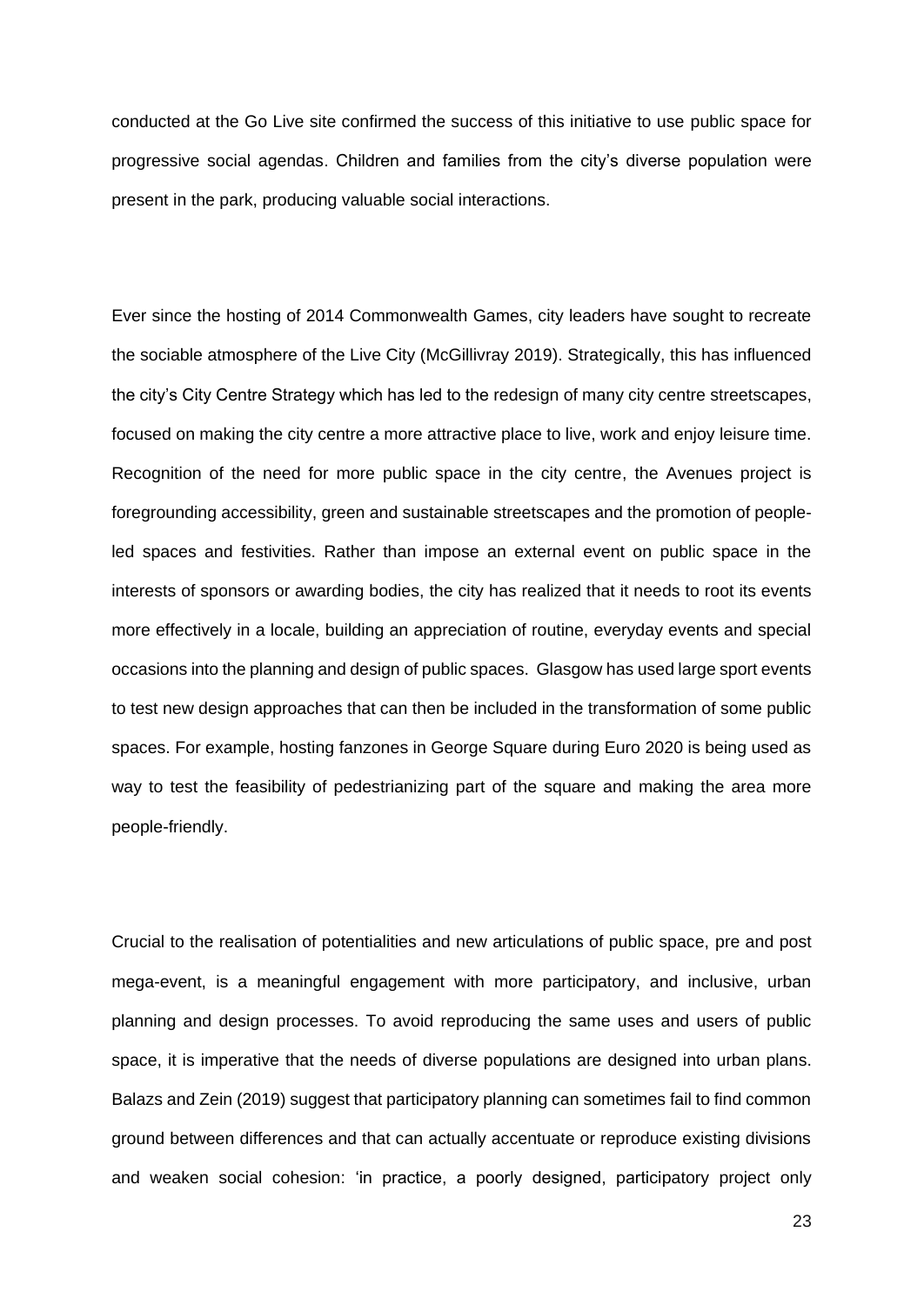conducted at the Go Live site confirmed the success of this initiative to use public space for progressive social agendas. Children and families from the city's diverse population were present in the park, producing valuable social interactions.

Ever since the hosting of 2014 Commonwealth Games, city leaders have sought to recreate the sociable atmosphere of the Live City (McGillivray 2019). Strategically, this has influenced the city's City Centre Strategy which has led to the redesign of many city centre streetscapes, focused on making the city centre a more attractive place to live, work and enjoy leisure time. Recognition of the need for more public space in the city centre, the Avenues project is foregrounding accessibility, green and sustainable streetscapes and the promotion of people-led spaces and festivities. Rather than impose an external event on public space in the interests of sponsors or awarding bodies, the city has realized that it needs to root its events more effectively in a locale, building an appreciation of routine, everyday events and special occasions into the planning and design of public spaces. Glasgow has used large sport events to test new design approaches that can then be included in the transformation of some public spaces. For example, hosting fanzones in George Square during Euro 2020 is being used as way to test the feasibility of pedestrianizing part of the square and making the area more people-friendly.

Crucial to the realisation of potentialities and new articulations of public space, pre and post mega-event, is a meaningful engagement with more participatory, and inclusive, urban planning and design processes. To avoid reproducing the same uses and users of public space, it is imperative that the needs of diverse populations are designed into urban plans. Balazs and Zein (2019) suggest that participatory planning can sometimes fail to find common ground between differences and that can actually accentuate or reproduce existing divisions and weaken social cohesion: 'in practice, a poorly designed, participatory project only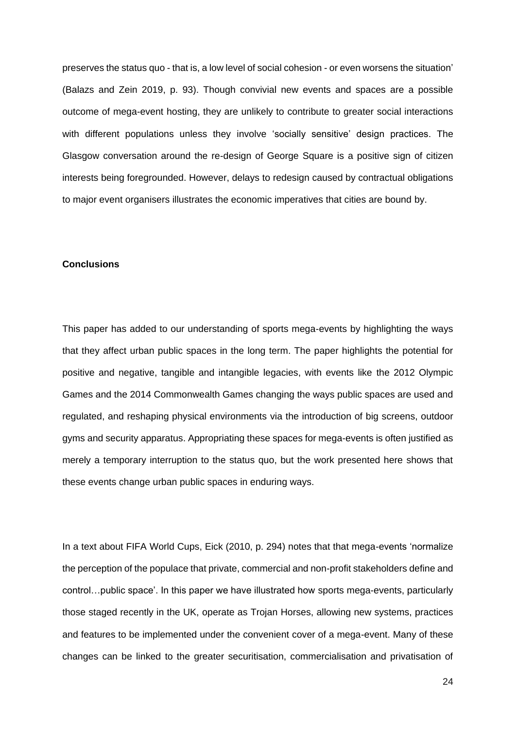preserves the status quo - that is, a low level of social cohesion - or even worsens the situation' (Balazs and Zein 2019, p. 93). Though convivial new events and spaces are a possible outcome of mega-event hosting, they are unlikely to contribute to greater social interactions with different populations unless they involve 'socially sensitive' design practices. The Glasgow conversation around the re-design of George Square is a positive sign of citizen interests being foregrounded. However, delays to redesign caused by contractual obligations to major event organisers illustrates the economic imperatives that cities are bound by.

**Conclusions**

This paper has added to our understanding of sports mega-events by highlighting the ways that they affect urban public spaces in the long term. The paper highlights the potential for positive and negative, tangible and intangible legacies, with events like the 2012 Olympic Games and the 2014 Commonwealth Games changing the ways public spaces are used and regulated, and reshaping physical environments via the introduction of big screens, outdoor gyms and security apparatus. Appropriating these spaces for mega-events is often justified as merely a temporary interruption to the status quo, but the work presented here shows that these events change urban public spaces in enduring ways.

In a text about FIFA World Cups, Eick (2010, p. 294) notes that that mega-events 'normalize the perception of the populace that private, commercial and non-profit stakeholders define and control…public space'. In this paper we have illustrated how sports mega-events, particularly those staged recently in the UK, operate as Trojan Horses, allowing new systems, practices and features to be implemented under the convenient cover of a mega-event. Many of these changes can be linked to the greater securitisation, commercialisation and privatisation of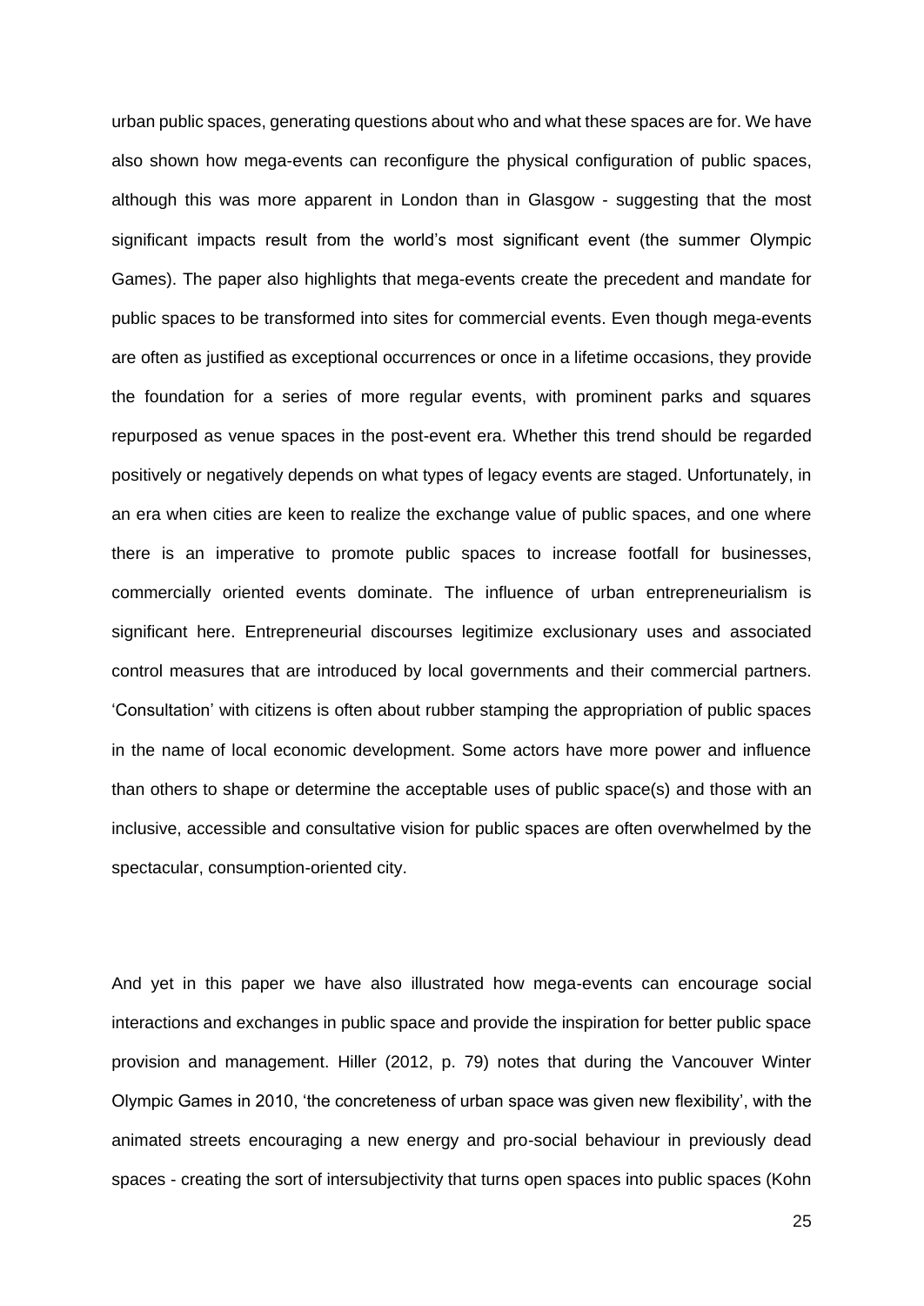urban public spaces, generating questions about who and what these spaces are for. We have also shown how mega-events can reconfigure the physical configuration of public spaces, although this was more apparent in London than in Glasgow - suggesting that the most significant impacts result from the world's most significant event (the summer Olympic Games). The paper also highlights that mega-events create the precedent and mandate for public spaces to be transformed into sites for commercial events. Even though mega-events are often as justified as exceptional occurrences or once in a lifetime occasions, they provide the foundation for a series of more regular events, with prominent parks and squares repurposed as venue spaces in the post-event era. Whether this trend should be regarded positively or negatively depends on what types of legacy events are staged. Unfortunately, in an era when cities are keen to realize the exchange value of public spaces, and one where there is an imperative to promote public spaces to increase footfall for businesses, commercially oriented events dominate. The influence of urban entrepreneurialism is significant here. Entrepreneurial discourses legitimize exclusionary uses and associated control measures that are introduced by local governments and their commercial partners. 'Consultation' with citizens is often about rubber stamping the appropriation of public spaces in the name of local economic development. Some actors have more power and influence than others to shape or determine the acceptable uses of public space(s) and those with an inclusive, accessible and consultative vision for public spaces are often overwhelmed by the spectacular, consumption-oriented city.

And yet in this paper we have also illustrated how mega-events can encourage social interactions and exchanges in public space and provide the inspiration for better public space provision and management. Hiller (2012, p. 79) notes that during the Vancouver Winter Olympic Games in 2010, 'the concreteness of urban space was given new flexibility', with the animated streets encouraging a new energy and pro-social behaviour in previously dead spaces - creating the sort of intersubjectivity that turns open spaces into public spaces (Kohn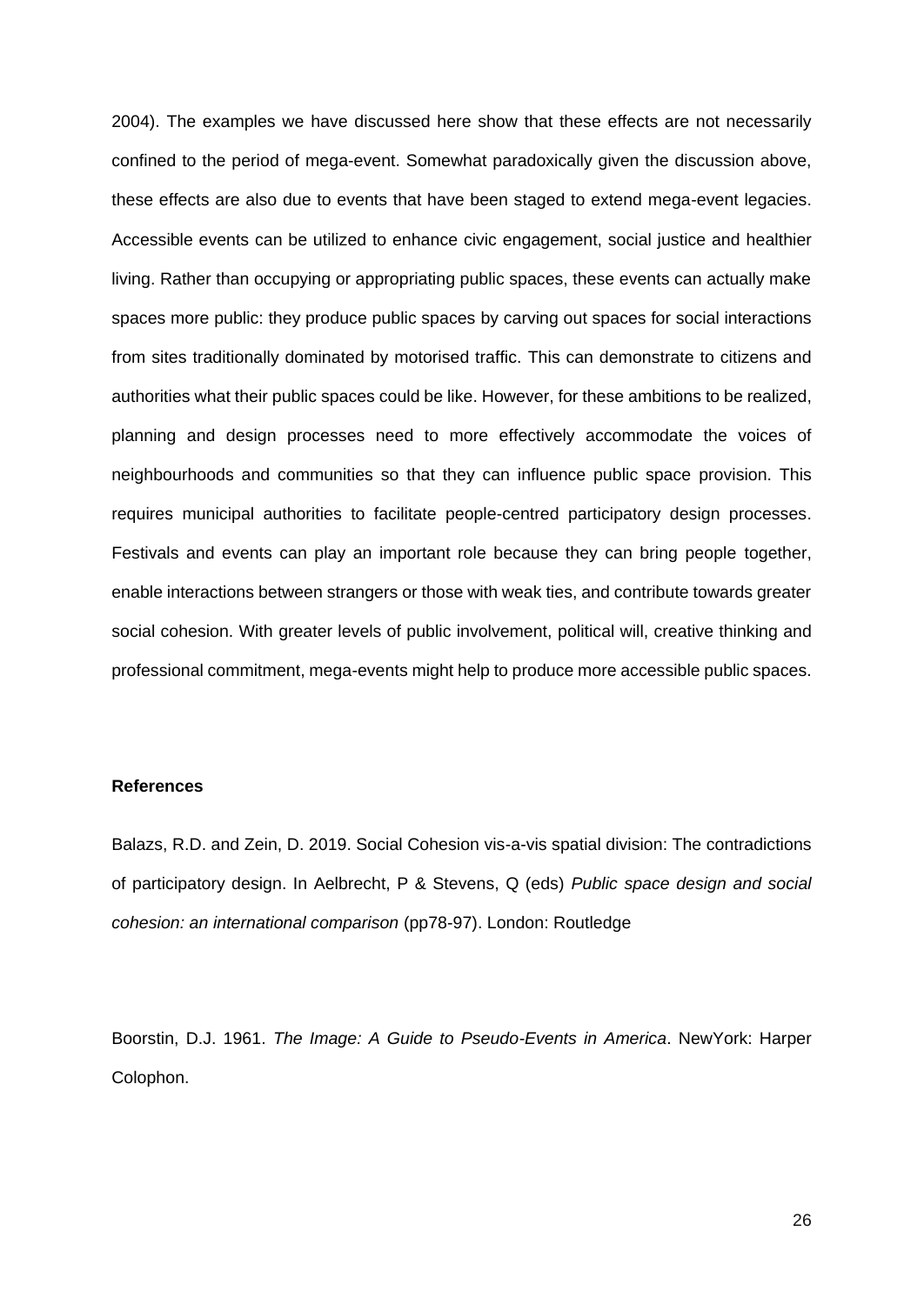2004). The examples we have discussed here show that these effects are not necessarily confined to the period of mega-event. Somewhat paradoxically given the discussion above, these effects are also due to events that have been staged to extend mega-event legacies. Accessible events can be utilized to enhance civic engagement, social justice and healthier living. Rather than occupying or appropriating public spaces, these events can actually make spaces more public: they produce public spaces by carving out spaces for social interactions from sites traditionally dominated by motorised traffic. This can demonstrate to citizens and authorities what their public spaces could be like. However, for these ambitions to be realized, planning and design processes need to more effectively accommodate the voices of neighbourhoods and communities so that they can influence public space provision. This requires municipal authorities to facilitate people-centred participatory design processes. Festivals and events can play an important role because they can bring people together, enable interactions between strangers or those with weak ties, and contribute towards greater social cohesion. With greater levels of public involvement, political will, creative thinking and professional commitment, mega-events might help to produce more accessible public spaces.

## References

Balazs, R.D. and Zein, D. 2019. Social Cohesion vis-a-vis spatial division: The contradictions of participatory design. In Aelbrecht, P & Stevens, Q (eds) *Public space design and social cohesion: an international comparison* (pp78-97). London: Routledge

Boorstin, D.J. 1961. *The Image: A Guide to Pseudo-Events in America*. NewYork: Harper Colophon.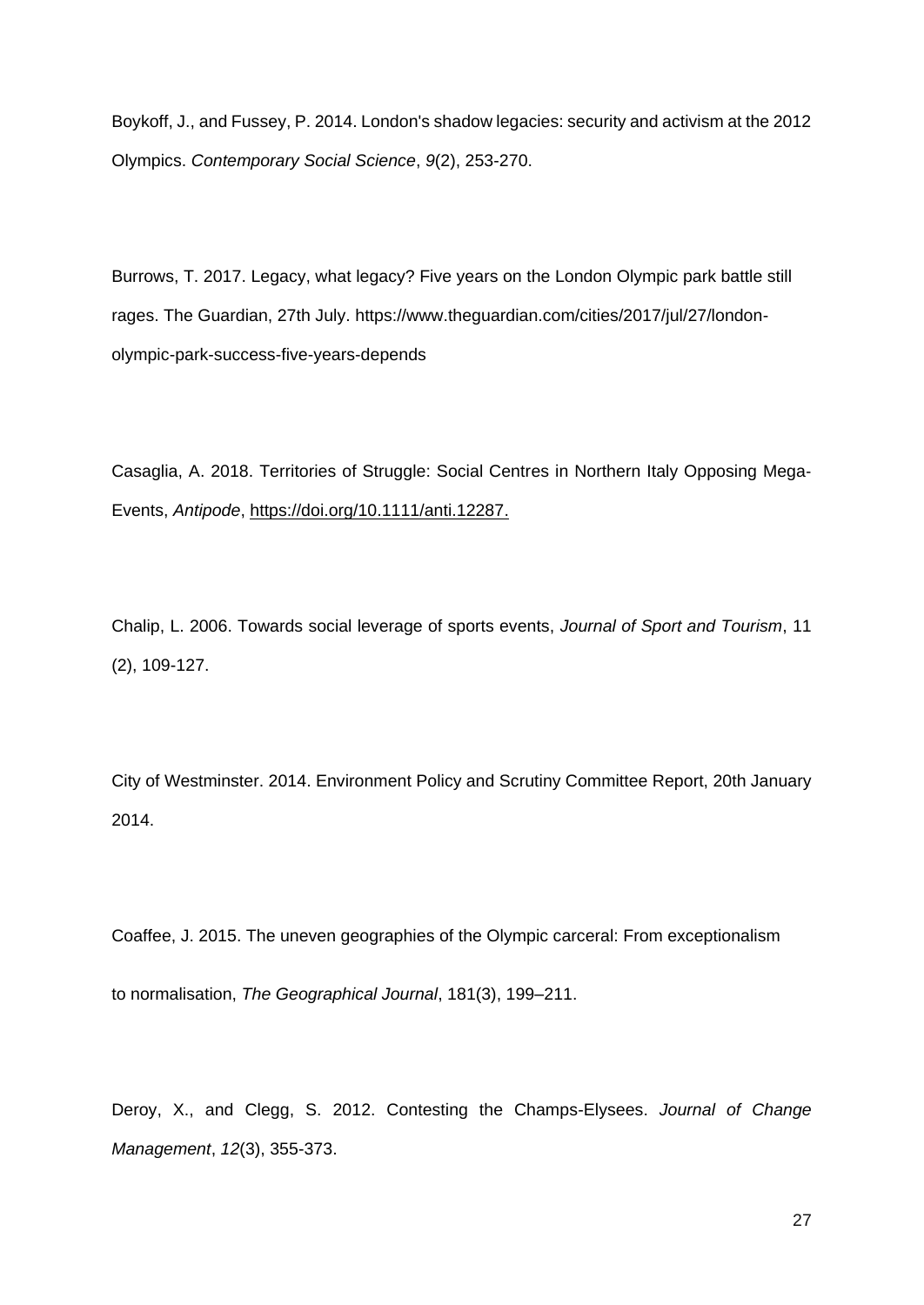Boykoff, J., and Fussey, P. 2014. London's shadow legacies: security and activism at the 2012 Olympics. *Contemporary Social Science*, *9*(2), 253-270.

Burrows, T. 2017. Legacy, what legacy? Five years on the London Olympic park battle still rages. The Guardian, 27th July. https://www.theguardian.com/cities/2017/jul/27/london-olympic-park-success-five-years-depends

Casaglia, A. 2018. Territories of Struggle: Social Centres in Northern Italy Opposing Mega-Events, *Antipode*, https://doi.org/10.1111/anti.12287.

Chalip, L. 2006. Towards social leverage of sports events, *Journal of Sport and Tourism*, 11 (2), 109-127.

City of Westminster. 2014. Environment Policy and Scrutiny Committee Report, 20th January 2014.

Coaffee, J. 2015. The uneven geographies of the Olympic carceral: From exceptionalism to normalisation, *The Geographical Journal*, 181(3), 199–211.

Deroy, X., and Clegg, S. 2012. Contesting the Champs-Elysees. *Journal of Change Management*, *12*(3), 355-373.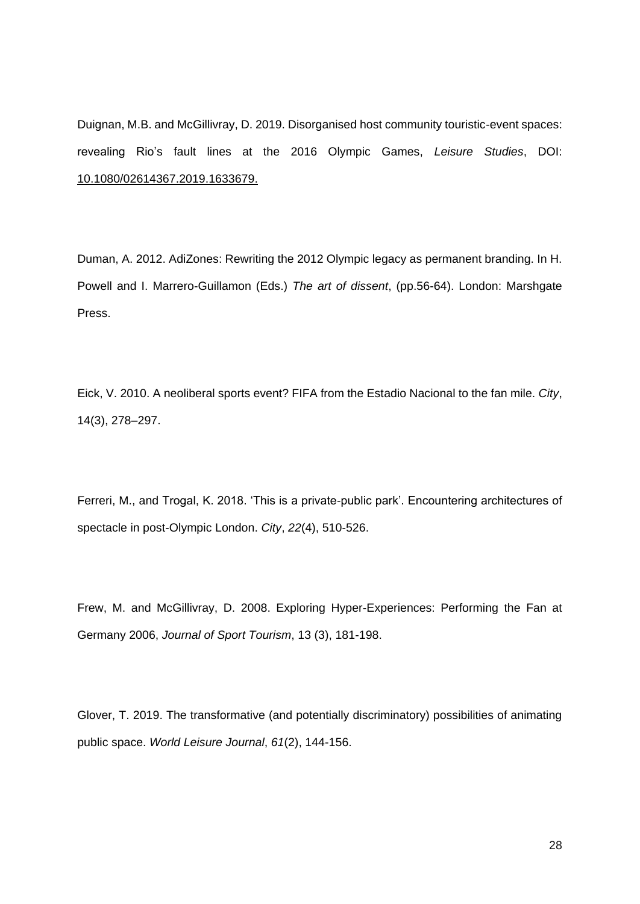Duignan, M.B. and McGillivray, D. 2019. Disorganised host community touristic-event spaces: revealing Rio's fault lines at the 2016 Olympic Games, *Leisure Studies*, DOI: 10.1080/02614367.2019.1633679.

Duman, A. 2012. AdiZones: Rewriting the 2012 Olympic legacy as permanent branding. In H. Powell and I. Marrero-Guillamon (Eds.) *The art of dissent*, (pp.56-64). London: Marshgate Press.

Eick, V. 2010. A neoliberal sports event? FIFA from the Estadio Nacional to the fan mile. *City*, 14(3), 278–297.

Ferreri, M., and Trogal, K. 2018. 'This is a private-public park'. Encountering architectures of spectacle in post-Olympic London. *City*, *22*(4), 510-526.

Frew, M. and McGillivray, D. 2008. Exploring Hyper-Experiences: Performing the Fan at Germany 2006, *Journal of Sport Tourism*, 13 (3), 181-198.

Glover, T. 2019. The transformative (and potentially discriminatory) possibilities of animating public space. *World Leisure Journal*, *61*(2), 144-156.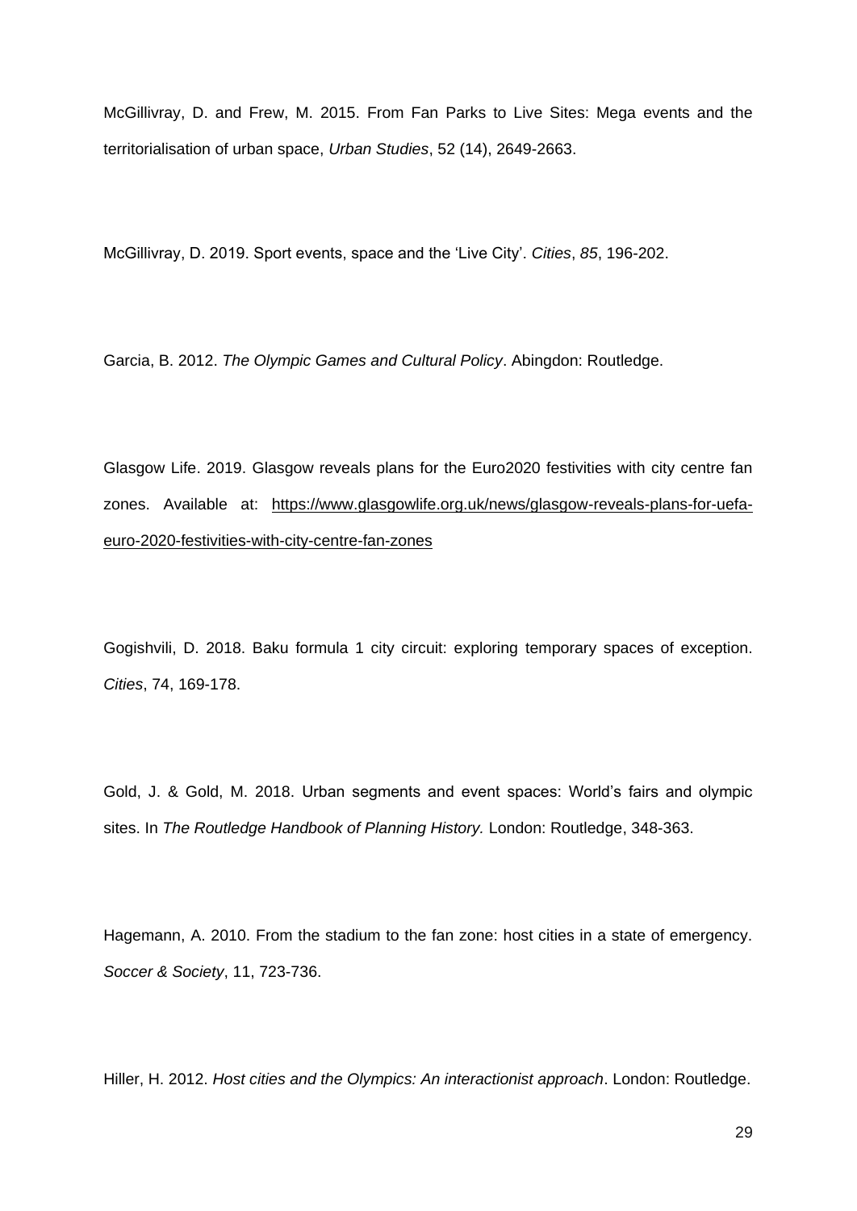McGillivray, D. and Frew, M. 2015. From Fan Parks to Live Sites: Mega events and the territorialisation of urban space, *Urban Studies*, 52 (14), 2649-2663.

McGillivray, D. 2019. Sport events, space and the 'Live City'. *Cities*, *85*, 196-202.

Garcia, B. 2012. *The Olympic Games and Cultural Policy*. Abingdon: Routledge.

Glasgow Life. 2019. Glasgow reveals plans for the Euro2020 festivities with city centre fan zones. Available at: https://www.glasgowlife.org.uk/news/glasgow-reveals-plans-for-uefa-euro-2020-festivities-with-city-centre-fan-zones

Gogishvili, D. 2018. Baku formula 1 city circuit: exploring temporary spaces of exception. *Cities*, 74, 169-178.

Gold, J. & Gold, M. 2018. Urban segments and event spaces: World's fairs and olympic sites. In *The Routledge Handbook of Planning History.* London: Routledge, 348-363.

Hagemann, A. 2010. From the stadium to the fan zone: host cities in a state of emergency. *Soccer & Society*, 11, 723-736.

Hiller, H. 2012. *Host cities and the Olympics: An interactionist approach*. London: Routledge.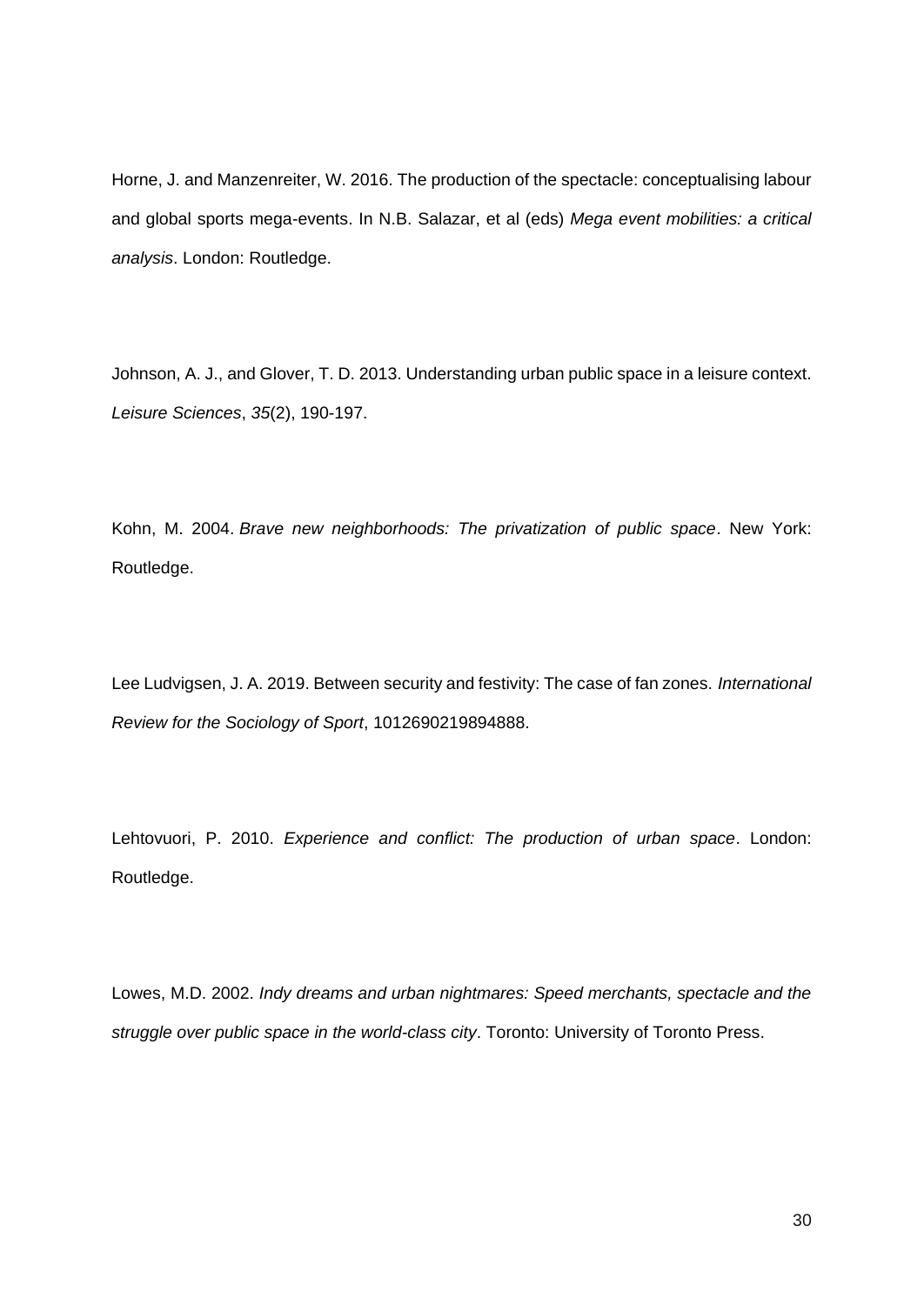Horne, J. and Manzenreiter, W. 2016. The production of the spectacle: conceptualising labour and global sports mega-events. In N.B. Salazar, et al (eds) *Mega event mobilities: a critical analysis*. London: Routledge.

Johnson, A. J., and Glover, T. D. 2013. Understanding urban public space in a leisure context. *Leisure Sciences*, *35*(2), 190-197.

Kohn, M. 2004. *Brave new neighborhoods: The privatization of public space*. New York: Routledge.

Lee Ludvigsen, J. A. 2019. Between security and festivity: The case of fan zones. *International Review for the Sociology of Sport*, 1012690219894888.

Lehtovuori, P. 2010. *Experience and conflict: The production of urban space*. London: Routledge.

Lowes, M.D. 2002. *Indy dreams and urban nightmares: Speed merchants, spectacle and the struggle over public space in the world-class city*. Toronto: University of Toronto Press.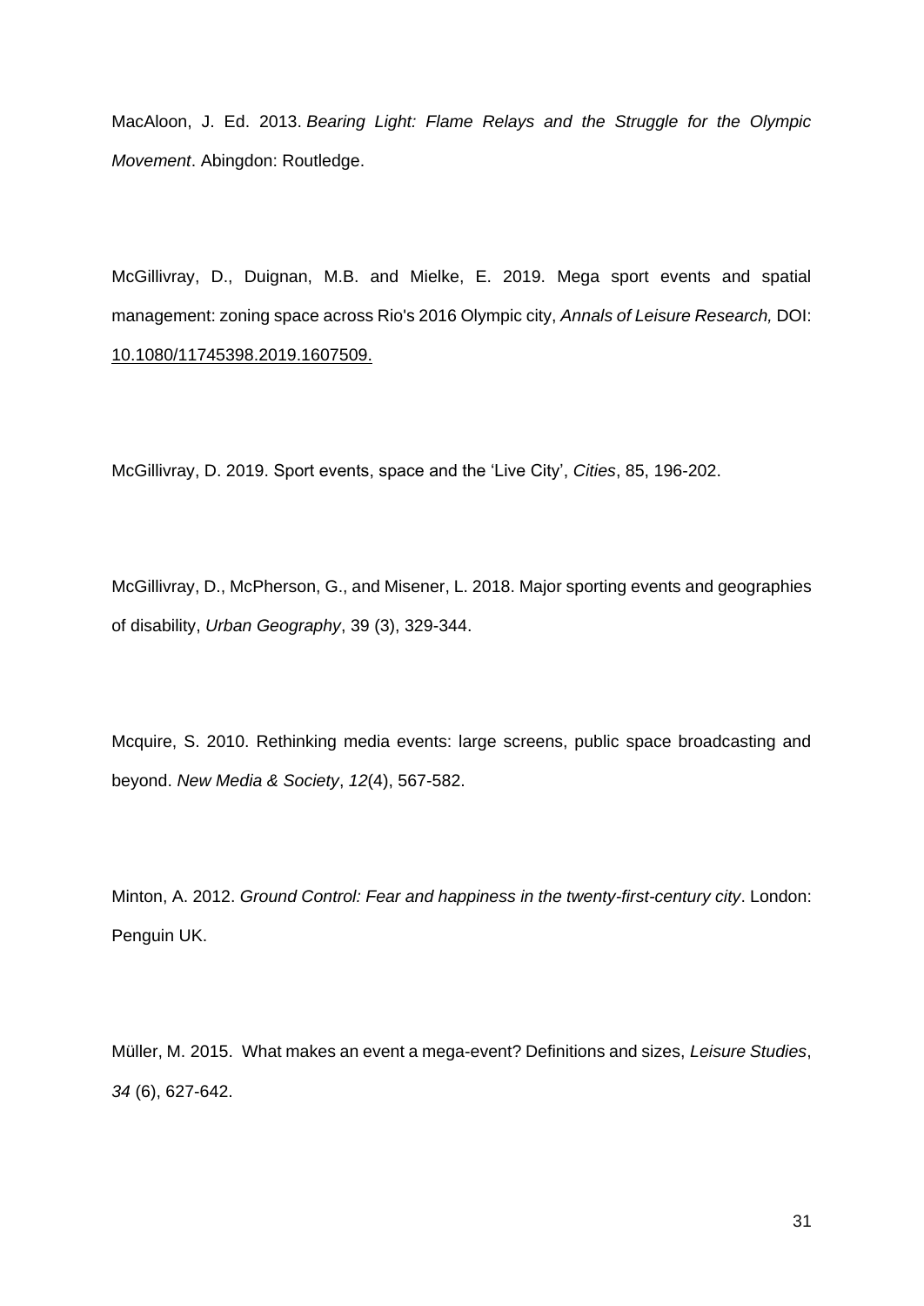MacAloon, J. Ed. 2013. *Bearing Light: Flame Relays and the Struggle for the Olympic Movement*. Abingdon: Routledge.

McGillivray, D., Duignan, M.B. and Mielke, E. 2019. Mega sport events and spatial management: zoning space across Rio's 2016 Olympic city, *Annals of Leisure Research,* DOI: 10.1080/11745398.2019.1607509.

McGillivray, D. 2019. Sport events, space and the 'Live City', *Cities*, 85, 196-202.

McGillivray, D., McPherson, G., and Misener, L. 2018. Major sporting events and geographies of disability, *Urban Geography*, 39 (3), 329-344.

Mcquire, S. 2010. Rethinking media events: large screens, public space broadcasting and beyond. *New Media & Society*, *12*(4), 567-582.

Minton, A. 2012. *Ground Control: Fear and happiness in the twenty-first-century city*. London: Penguin UK.

Müller, M. 2015. What makes an event a mega-event? Definitions and sizes, *Leisure Studies*, *34* (6), 627-642.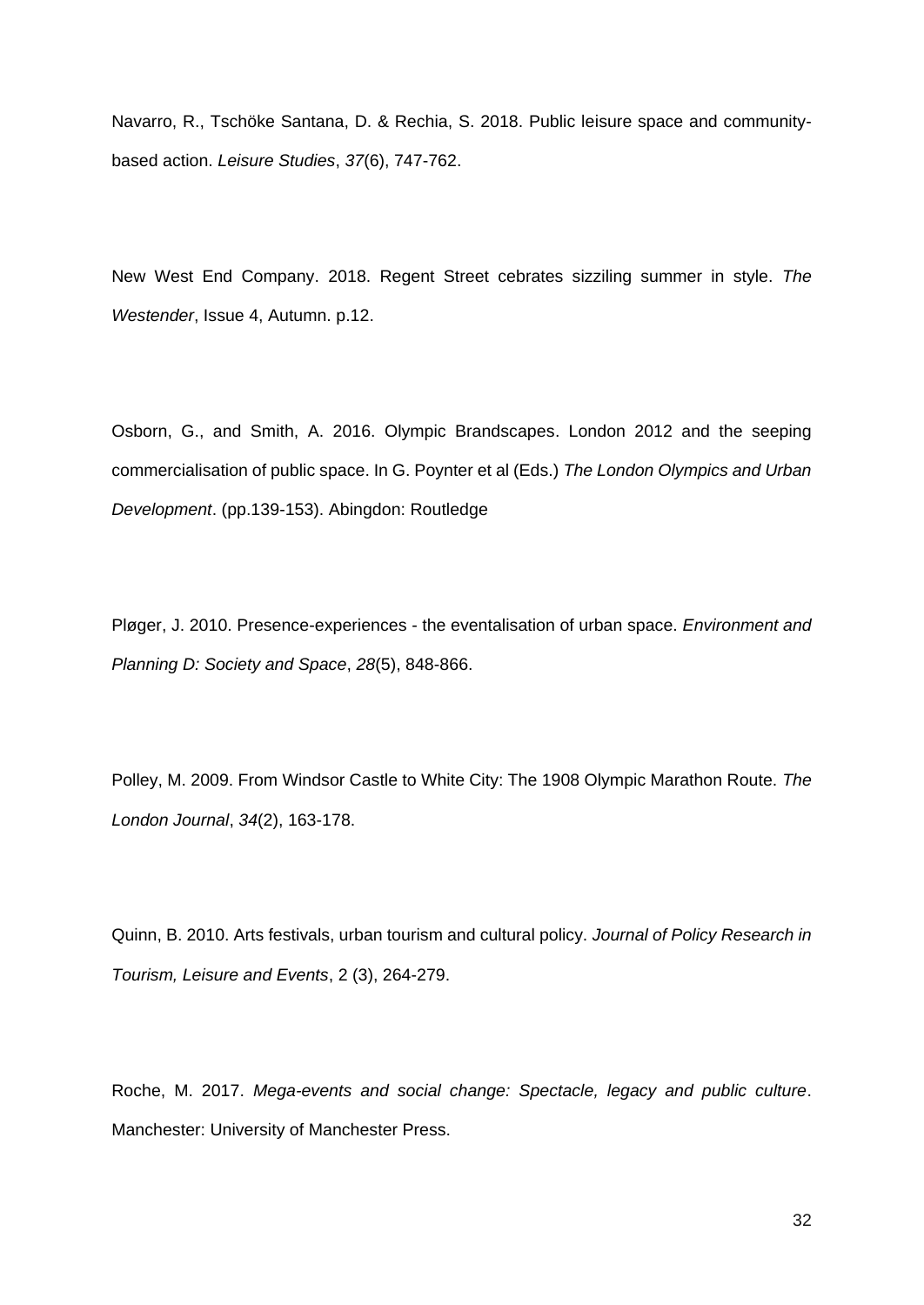Navarro, R., Tschöke Santana, D. & Rechia, S. 2018. Public leisure space and community-based action. *Leisure Studies*, *37*(6), 747-762.

New West End Company. 2018. Regent Street cebrates sizziling summer in style. *The Westender*, Issue 4, Autumn. p.12.

Osborn, G., and Smith, A. 2016. Olympic Brandscapes. London 2012 and the seeping commercialisation of public space. In G. Poynter et al (Eds.) *The London Olympics and Urban Development*. (pp.139-153). Abingdon: Routledge

Pløger, J. 2010. Presence-experiences - the eventalisation of urban space. *Environment and Planning D: Society and Space*, *28*(5), 848-866.

Polley, M. 2009. From Windsor Castle to White City: The 1908 Olympic Marathon Route. *The London Journal*, *34*(2), 163-178.

Quinn, B. 2010. Arts festivals, urban tourism and cultural policy. *Journal of Policy Research in Tourism, Leisure and Events*, 2 (3), 264-279.

Roche, M. 2017. *Mega-events and social change: Spectacle, legacy and public culture*. Manchester: University of Manchester Press.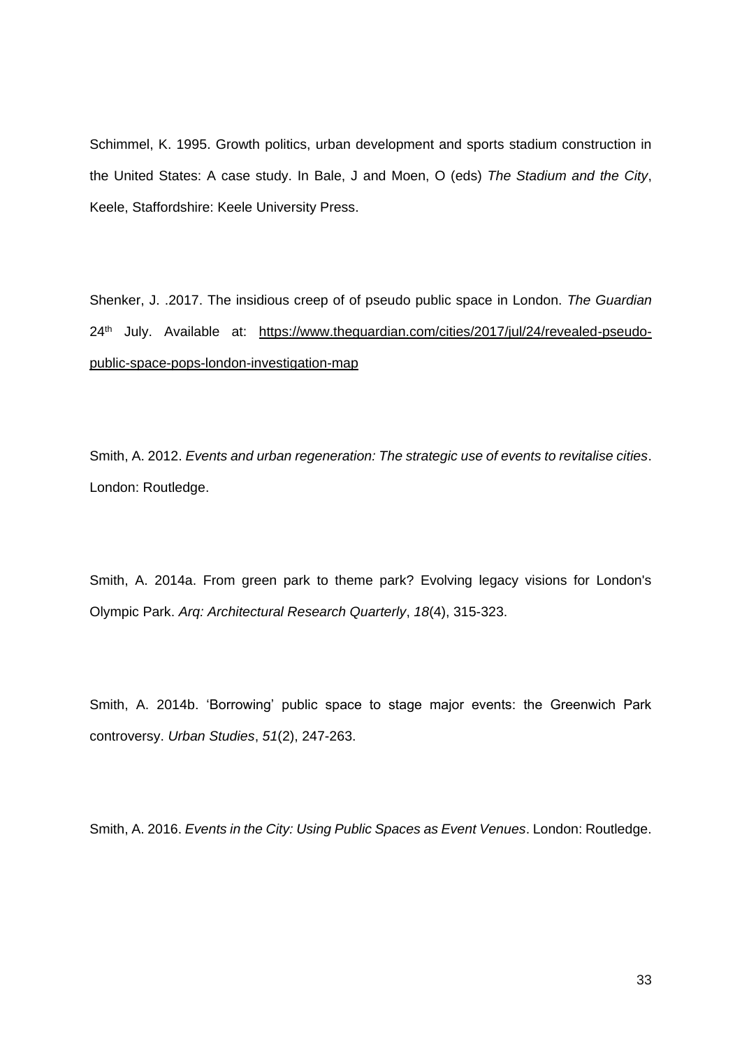Schimmel, K. 1995. Growth politics, urban development and sports stadium construction in the United States: A case study. In Bale, J and Moen, O (eds) *The Stadium and the City*, Keele, Staffordshire: Keele University Press.

Shenker, J. .2017. The insidious creep of of pseudo public space in London. *The Guardian* 24th July. Available at: https://www.theguardian.com/cities/2017/jul/24/revealed-pseudo-public-space-pops-london-investigation-map

Smith, A. 2012. *Events and urban regeneration: The strategic use of events to revitalise cities*. London: Routledge.

Smith, A. 2014a. From green park to theme park? Evolving legacy visions for London's Olympic Park. *Arq: Architectural Research Quarterly*, *18*(4), 315-323.

Smith, A. 2014b. 'Borrowing' public space to stage major events: the Greenwich Park controversy. *Urban Studies*, *51*(2), 247-263.

Smith, A. 2016. *Events in the City: Using Public Spaces as Event Venues*. London: Routledge.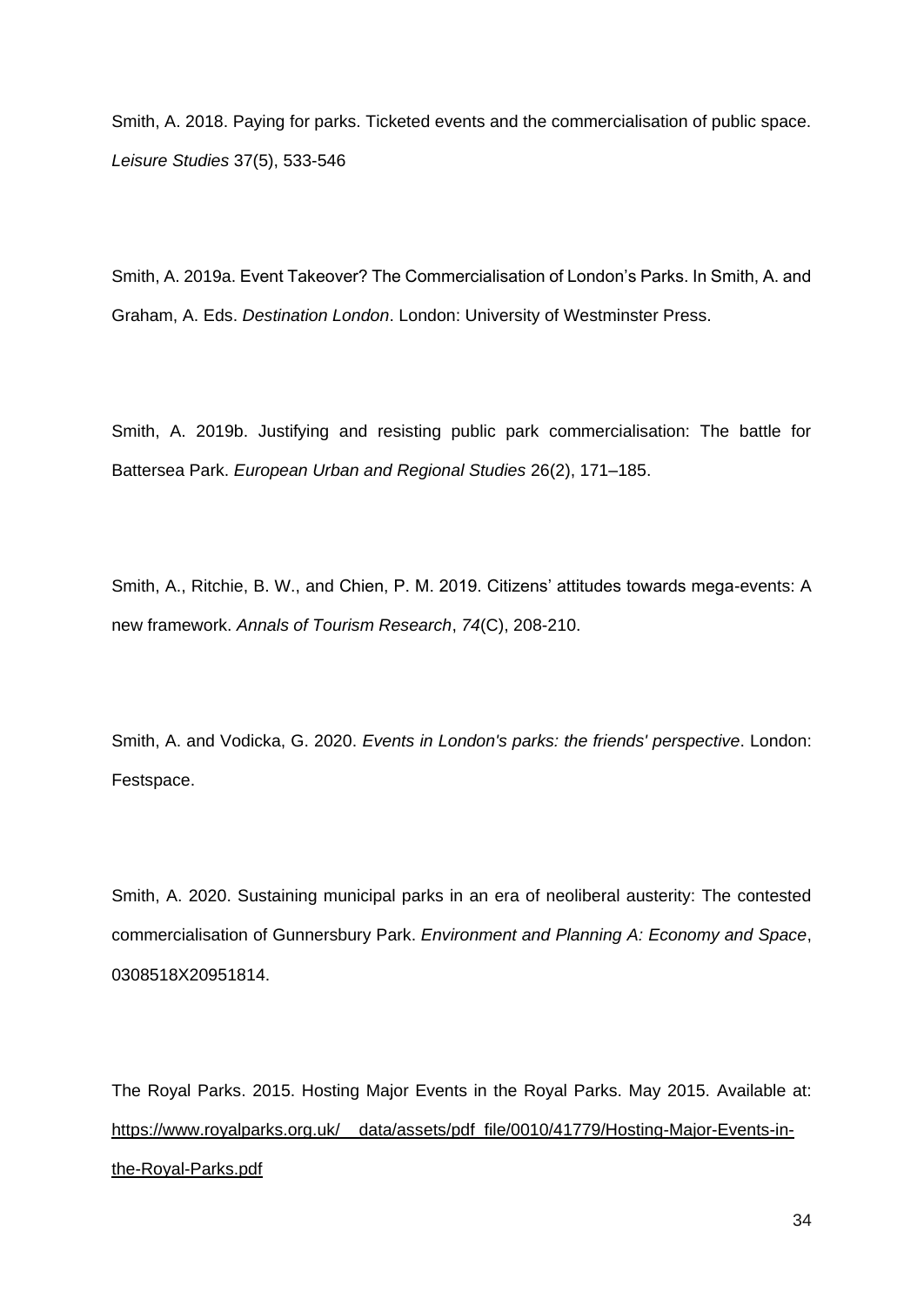Smith, A. 2018. Paying for parks. Ticketed events and the commercialisation of public space. *Leisure Studies* 37(5), 533-546

Smith, A. 2019a. Event Takeover? The Commercialisation of London's Parks. In Smith, A. and Graham, A. Eds. *Destination London*. London: University of Westminster Press.

Smith, A. 2019b. Justifying and resisting public park commercialisation: The battle for Battersea Park. *European Urban and Regional Studies* 26(2), 171–185.

Smith, A., Ritchie, B. W., and Chien, P. M. 2019. Citizens' attitudes towards mega-events: A new framework. *Annals of Tourism Research*, *74*(C), 208-210.

Smith, A. and Vodicka, G. 2020. *Events in London's parks: the friends' perspective*. London: Festspace.

Smith, A. 2020. Sustaining municipal parks in an era of neoliberal austerity: The contested commercialisation of Gunnersbury Park. *Environment and Planning A: Economy and Space*, 0308518X20951814.

The Royal Parks. 2015. Hosting Major Events in the Royal Parks. May 2015. Available at: https://www.royalparks.org.uk/__data/assets/pdf_file/0010/41779/Hosting-Major-Events-in-the-Royal-Parks.pdf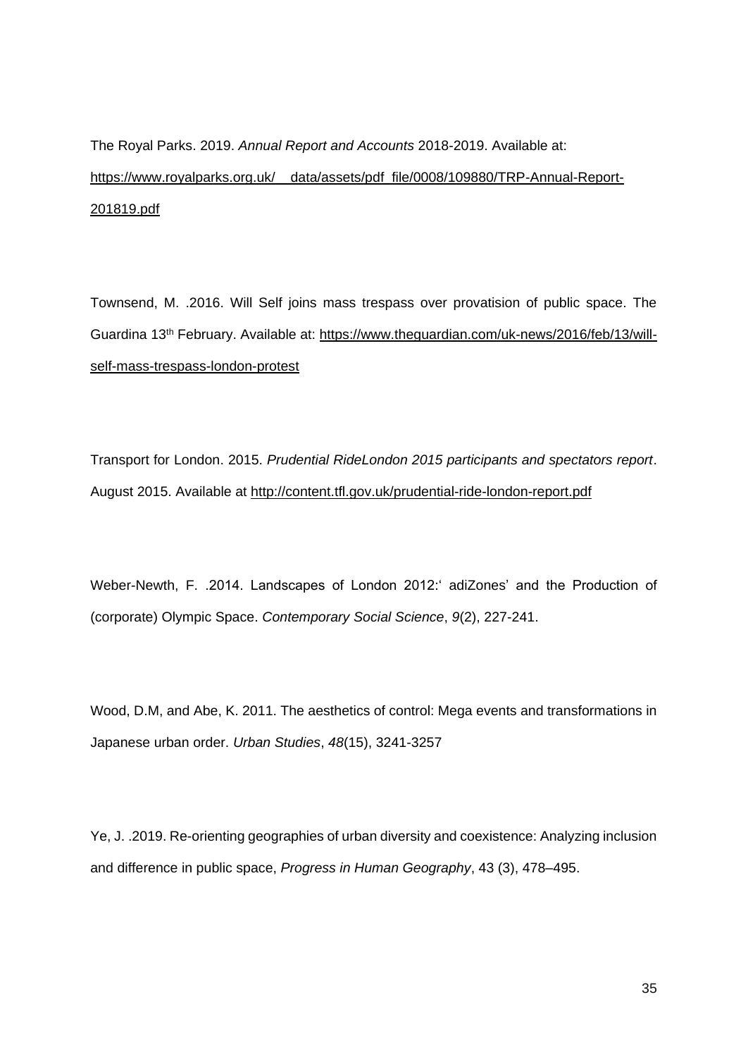The Royal Parks. 2019. *Annual Report and Accounts* 2018-2019. Available at: https://www.royalparks.org.uk/__data/assets/pdf_file/0008/109880/TRP-Annual-Report-201819.pdf

Townsend, M. .2016. Will Self joins mass trespass over provatision of public space. The Guardina 13th February. Available at: https://www.theguardian.com/uk-news/2016/feb/13/will-self-mass-trespass-london-protest

Transport for London. 2015. *Prudential RideLondon 2015 participants and spectators report*. August 2015. Available at http://content.tfl.gov.uk/prudential-ride-london-report.pdf

Weber-Newth, F. .2014. Landscapes of London 2012:' adiZones' and the Production of (corporate) Olympic Space. *Contemporary Social Science*, *9*(2), 227-241.

Wood, D.M, and Abe, K. 2011. The aesthetics of control: Mega events and transformations in Japanese urban order. *Urban Studies*, *48*(15), 3241-3257

Ye, J. .2019. Re-orienting geographies of urban diversity and coexistence: Analyzing inclusion and difference in public space, *Progress in Human Geography*, 43 (3), 478–495.